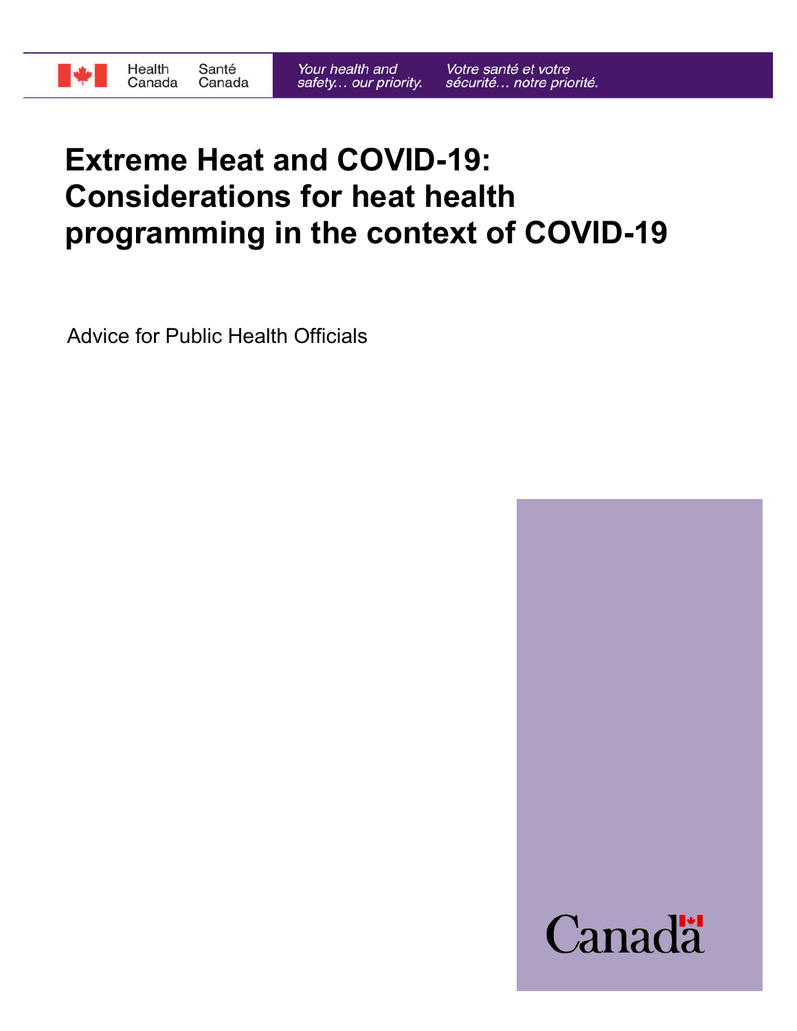Health Canada Santé Canada

*Your health and safety... our priority.* *Votre santé et votre sécurité... notre priorité.*

# Extreme Heat and COVID-19: Considerations for heat health programming in the context of COVID-19

Advice for Public Health Officials

Canada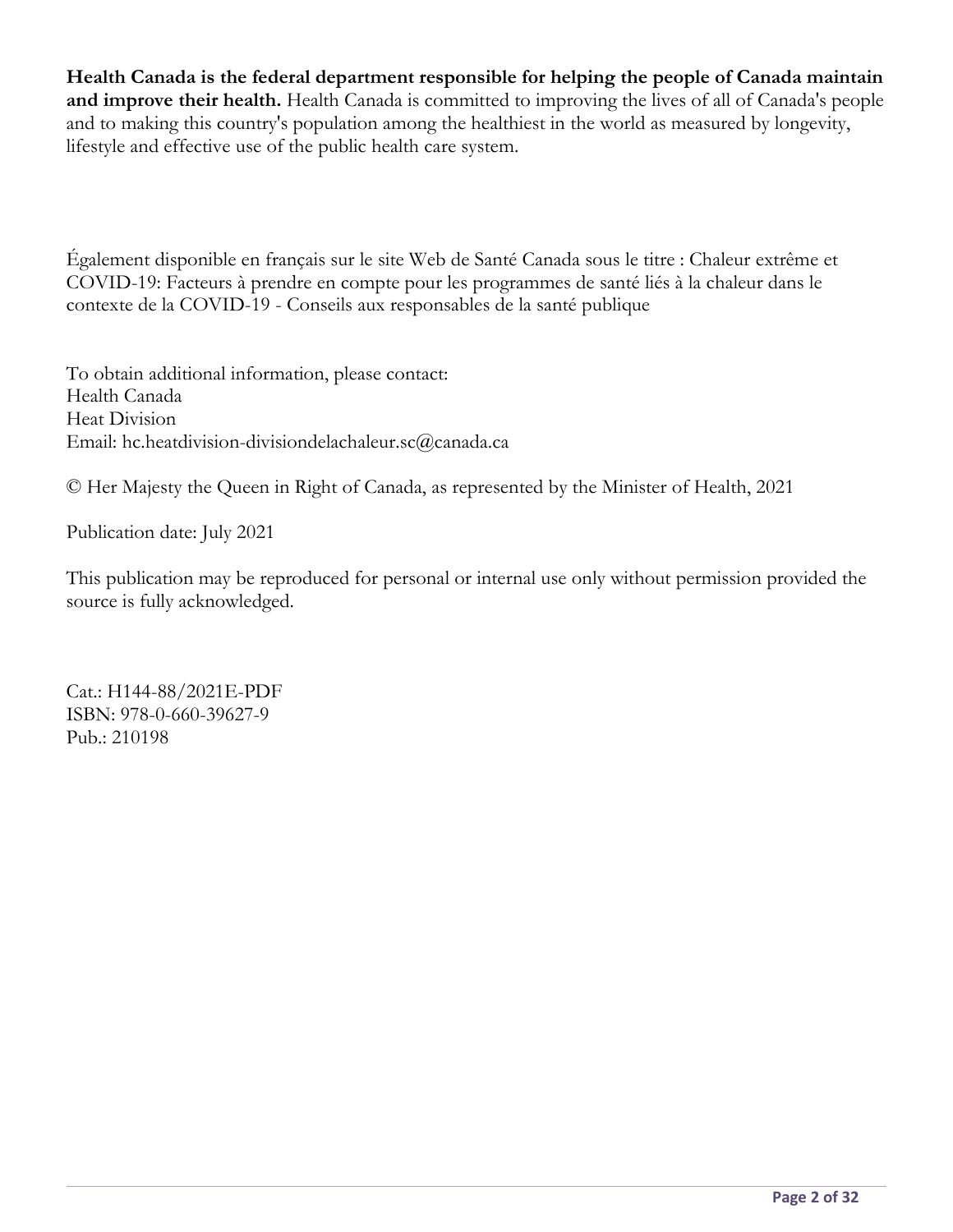**Health Canada is the federal department responsible for helping the people of Canada maintain and improve their health.** Health Canada is committed to improving the lives of all of Canada's people and to making this country's population among the healthiest in the world as measured by longevity, lifestyle and effective use of the public health care system.

Également disponible en français sur le site Web de Santé Canada sous le titre : Chaleur extrême et COVID-19: Facteurs à prendre en compte pour les programmes de santé liés à la chaleur dans le contexte de la COVID-19 - Conseils aux responsables de la santé publique

To obtain additional information, please contact:
Health Canada
Heat Division
Email: hc.heatdivision-divisiondelachaleur.sc@canada.ca

© Her Majesty the Queen in Right of Canada, as represented by the Minister of Health, 2021

Publication date: July 2021

This publication may be reproduced for personal or internal use only without permission provided the source is fully acknowledged.

Cat.: H144-88/2021E-PDF
ISBN: 978-0-660-39627-9
Pub.: 210198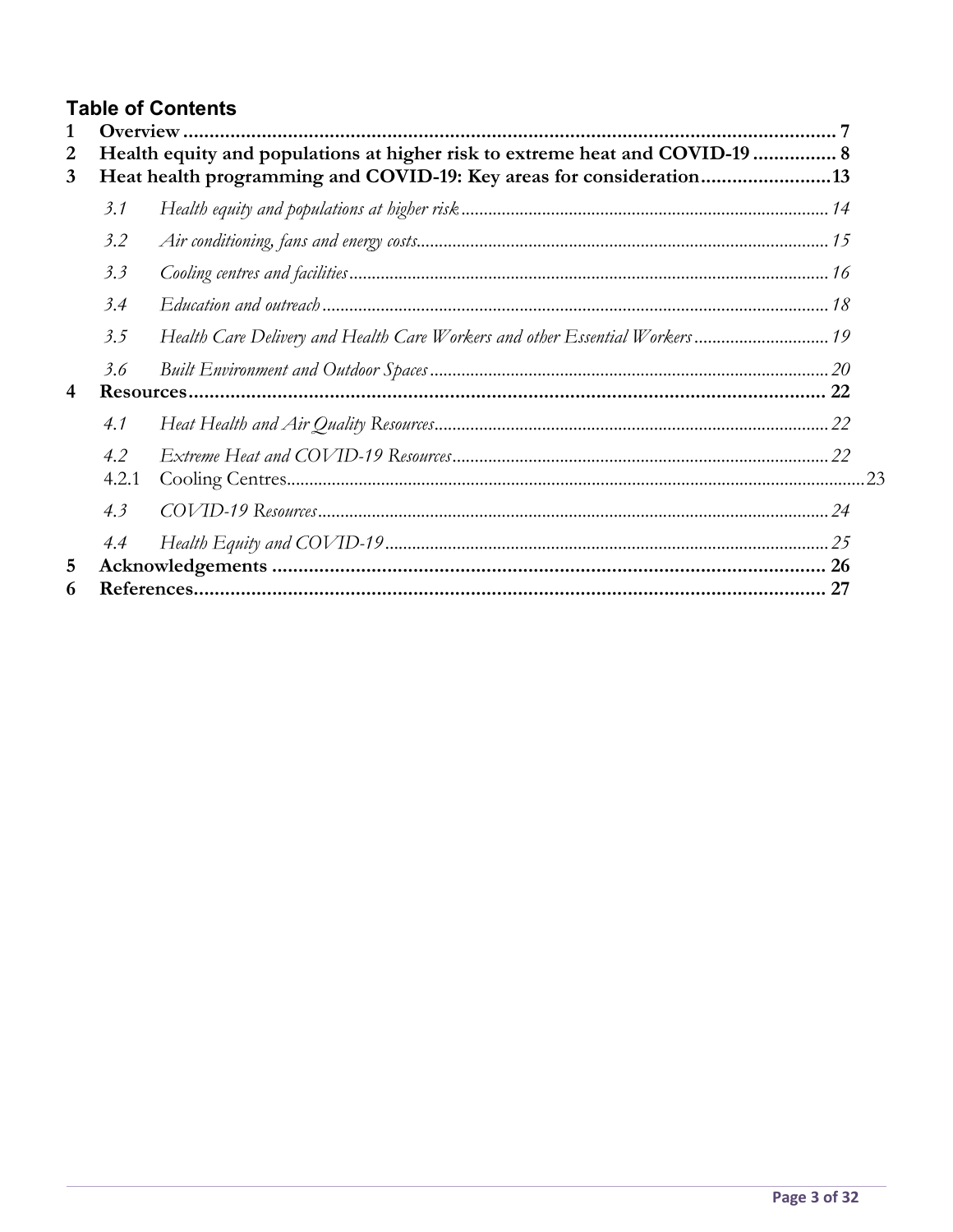## Table of Contents

1 **Overview** ........ 7

2 **Health equity and populations at higher risk to extreme heat and COVID-19** ........ 8

3 **Heat health programming and COVID-19: Key areas for consideration** ........ 13

- 3.1 *Health equity and populations at higher risk* ........ 14
- 3.2 *Air conditioning, fans and energy costs* ........ 15
- 3.3 *Cooling centres and facilities* ........ 16
- 3.4 *Education and outreach* ........ 18
- 3.5 *Health Care Delivery and Health Care Workers and other Essential Workers* ........ 19
- 3.6 *Built Environment and Outdoor Spaces* ........ 20

4 **Resources** ........ 22

- 4.1 *Heat Health and Air Quality Resources* ........ 22
- 4.2 *Extreme Heat and COVID-19 Resources* ........ 22
  - 4.2.1 Cooling Centres ........ 23
- 4.3 *COVID-19 Resources* ........ 24
- 4.4 *Health Equity and COVID-19* ........ 25

5 **Acknowledgements** ........ 26

6 **References** ........ 27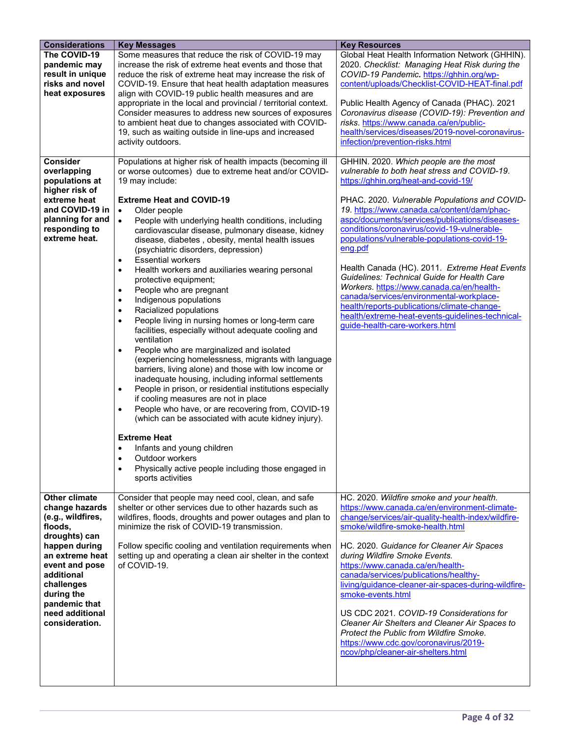| Considerations | Key Messages | Key Resources |
|---|---|---|
| **The COVID-19 pandemic may result in unique risks and novel heat exposures** | Some measures that reduce the risk of COVID-19 may increase the risk of extreme heat events and those that reduce the risk of extreme heat may increase the risk of COVID-19. Ensure that heat health adaptation measures align with COVID-19 public health measures and are appropriate in the local and provincial / territorial context. Consider measures to address new sources of exposures to ambient heat due to changes associated with COVID-19, such as waiting outside in line-ups and increased activity outdoors. | Global Heat Health Information Network (GHHIN). 2020. *Checklist: Managing Heat Risk during the COVID-19 Pandemic.* https://ghhin.org/wp-content/uploads/Checklist-COVID-HEAT-final.pdf<br><br>Public Health Agency of Canada (PHAC). 2021 *Coronavirus disease (COVID-19): Prevention and risks.* https://www.canada.ca/en/public-health/services/diseases/2019-novel-coronavirus-infection/prevention-risks.html |
| **Consider overlapping populations at higher risk of extreme heat and COVID-19 in planning for and responding to extreme heat.** | Populations at higher risk of health impacts (becoming ill or worse outcomes) due to extreme heat and/or COVID-19 may include:<br><br>**Extreme Heat and COVID-19**<br>• Older people<br>• People with underlying health conditions, including cardiovascular disease, pulmonary disease, kidney disease, diabetes , obesity, mental health issues (psychiatric disorders, depression)<br>• Essential workers<br>• Health workers and auxiliaries wearing personal protective equipment;<br>• People who are pregnant<br>• Indigenous populations<br>• Racialized populations<br>• People living in nursing homes or long-term care facilities, especially without adequate cooling and ventilation<br>• People who are marginalized and isolated (experiencing homelessness, migrants with language barriers, living alone) and those with low income or inadequate housing, including informal settlements<br>• People in prison, or residential institutions especially if cooling measures are not in place<br>• People who have, or are recovering from, COVID-19 (which can be associated with acute kidney injury).<br><br>**Extreme Heat**<br>• Infants and young children<br>• Outdoor workers<br>• Physically active people including those engaged in sports activities | GHHIN. 2020. *Which people are the most vulnerable to both heat stress and COVID-19.* https://ghhin.org/heat-and-covid-19/<br><br>PHAC. 2020. *Vulnerable Populations and COVID-19.* https://www.canada.ca/content/dam/phac-aspc/documents/services/publications/diseases-conditions/coronavirus/covid-19-vulnerable-populations/vulnerable-populations-covid-19-eng.pdf<br><br>Health Canada (HC). 2011. *Extreme Heat Events Guidelines: Technical Guide for Health Care Workers.* https://www.canada.ca/en/health-canada/services/environmental-workplace-health/reports-publications/climate-change-health/extreme-heat-events-guidelines-technical-guide-health-care-workers.html |
| **Other climate change hazards (e.g., wildfires, floods, droughts) can happen during an extreme heat event and pose additional challenges during the pandemic that need additional consideration.** | Consider that people may need cool, clean, and safe shelter or other services due to other hazards such as wildfires, floods, droughts and power outages and plan to minimize the risk of COVID-19 transmission.<br><br>Follow specific cooling and ventilation requirements when setting up and operating a clean air shelter in the context of COVID-19. | HC. 2020. *Wildfire smoke and your health.* https://www.canada.ca/en/environment-climate-change/services/air-quality-health-index/wildfire-smoke/wildfire-smoke-health.html<br><br>HC. 2020. *Guidance for Cleaner Air Spaces during Wildfire Smoke Events.* https://www.canada.ca/en/health-canada/services/publications/healthy-living/guidance-cleaner-air-spaces-during-wildfire-smoke-events.html<br><br>US CDC 2021. *COVID-19 Considerations for Cleaner Air Shelters and Cleaner Air Spaces to Protect the Public from Wildfire Smoke.* https://www.cdc.gov/coronavirus/2019-ncov/php/cleaner-air-shelters.html |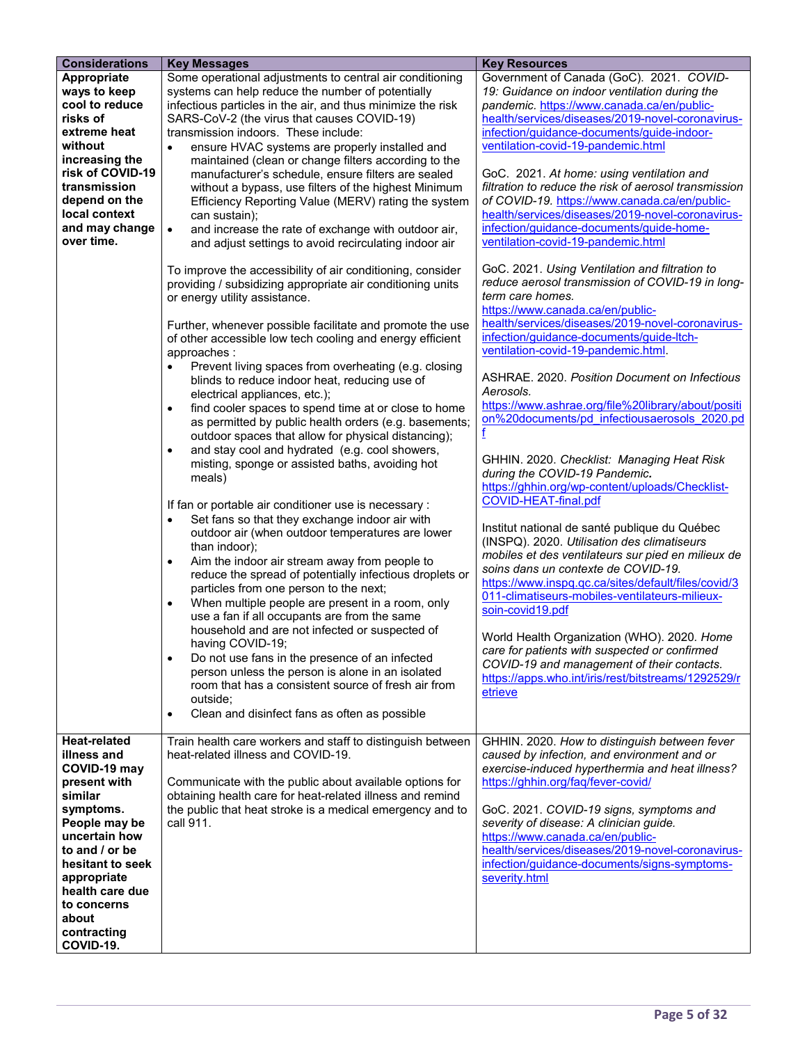| Considerations | Key Messages | Key Resources |
|---|---|---|
| **Appropriate ways to keep cool to reduce risks of extreme heat without increasing the risk of COVID-19 transmission depend on the local context and may change over time.** | Some operational adjustments to central air conditioning systems can help reduce the number of potentially infectious particles in the air, and thus minimize the risk SARS-CoV-2 (the virus that causes COVID-19) transmission indoors. These include:<br>• ensure HVAC systems are properly installed and maintained (clean or change filters according to the manufacturer's schedule, ensure filters are sealed without a bypass, use filters of the highest Minimum Efficiency Reporting Value (MERV) rating the system can sustain);<br>• and increase the rate of exchange with outdoor air, and adjust settings to avoid recirculating indoor air<br><br>To improve the accessibility of air conditioning, consider providing / subsidizing appropriate air conditioning units or energy utility assistance.<br><br>Further, whenever possible facilitate and promote the use of other accessible low tech cooling and energy efficient approaches :<br>• Prevent living spaces from overheating (e.g. closing blinds to reduce indoor heat, reducing use of electrical appliances, etc.);<br>• find cooler spaces to spend time at or close to home as permitted by public health orders (e.g. basements; outdoor spaces that allow for physical distancing);<br>• and stay cool and hydrated (e.g. cool showers, misting, sponge or assisted baths, avoiding hot meals)<br><br>If fan or portable air conditioner use is necessary :<br>• Set fans so that they exchange indoor air with outdoor air (when outdoor temperatures are lower than indoor);<br>• Aim the indoor air stream away from people to reduce the spread of potentially infectious droplets or particles from one person to the next;<br>• When multiple people are present in a room, only use a fan if all occupants are from the same household and are not infected or suspected of having COVID-19;<br>• Do not use fans in the presence of an infected person unless the person is alone in an isolated room that has a consistent source of fresh air from outside;<br>• Clean and disinfect fans as often as possible | Government of Canada (GoC). 2021. *COVID-19: Guidance on indoor ventilation during the pandemic.* https://www.canada.ca/en/public-health/services/diseases/2019-novel-coronavirus-infection/guidance-documents/guide-indoor-ventilation-covid-19-pandemic.html<br><br>GoC. 2021. *At home: using ventilation and filtration to reduce the risk of aerosol transmission of COVID-19.* https://www.canada.ca/en/public-health/services/diseases/2019-novel-coronavirus-infection/guidance-documents/guide-home-ventilation-covid-19-pandemic.html<br><br>GoC. 2021. *Using Ventilation and filtration to reduce aerosol transmission of COVID-19 in long-term care homes.* https://www.canada.ca/en/public-health/services/diseases/2019-novel-coronavirus-infection/guidance-documents/guide-ltch-ventilation-covid-19-pandemic.html.<br><br>ASHRAE. 2020. *Position Document on Infectious Aerosols.* https://www.ashrae.org/file%20library/about/position%20documents/pd_infectiousaerosols_2020.pdf<br><br>GHHIN. 2020. *Checklist: Managing Heat Risk during the COVID-19 Pandemic.* https://ghhin.org/wp-content/uploads/Checklist-COVID-HEAT-final.pdf<br><br>Institut national de santé publique du Québec (INSPQ). 2020. *Utilisation des climatiseurs mobiles et des ventilateurs sur pied en milieux de soins dans un contexte de COVID-19.* https://www.inspq.qc.ca/sites/default/files/covid/3011-climatiseurs-mobiles-ventilateurs-milieux-soin-covid19.pdf<br><br>World Health Organization (WHO). 2020. *Home care for patients with suspected or confirmed COVID-19 and management of their contacts.* https://apps.who.int/iris/rest/bitstreams/1292529/retrieve |
| **Heat-related illness and COVID-19 may present with similar symptoms. People may be uncertain how to and / or be hesitant to seek appropriate health care due to concerns about contracting COVID-19.** | Train health care workers and staff to distinguish between heat-related illness and COVID-19.<br><br>Communicate with the public about available options for obtaining health care for heat-related illness and remind the public that heat stroke is a medical emergency and to call 911. | GHHIN. 2020. *How to distinguish between fever caused by infection, and environment and or exercise-induced hyperthermia and heat illness?* https://ghhin.org/faq/fever-covid/<br><br>GoC. 2021. *COVID-19 signs, symptoms and severity of disease: A clinician guide.* https://www.canada.ca/en/public-health/services/diseases/2019-novel-coronavirus-infection/guidance-documents/signs-symptoms-severity.html |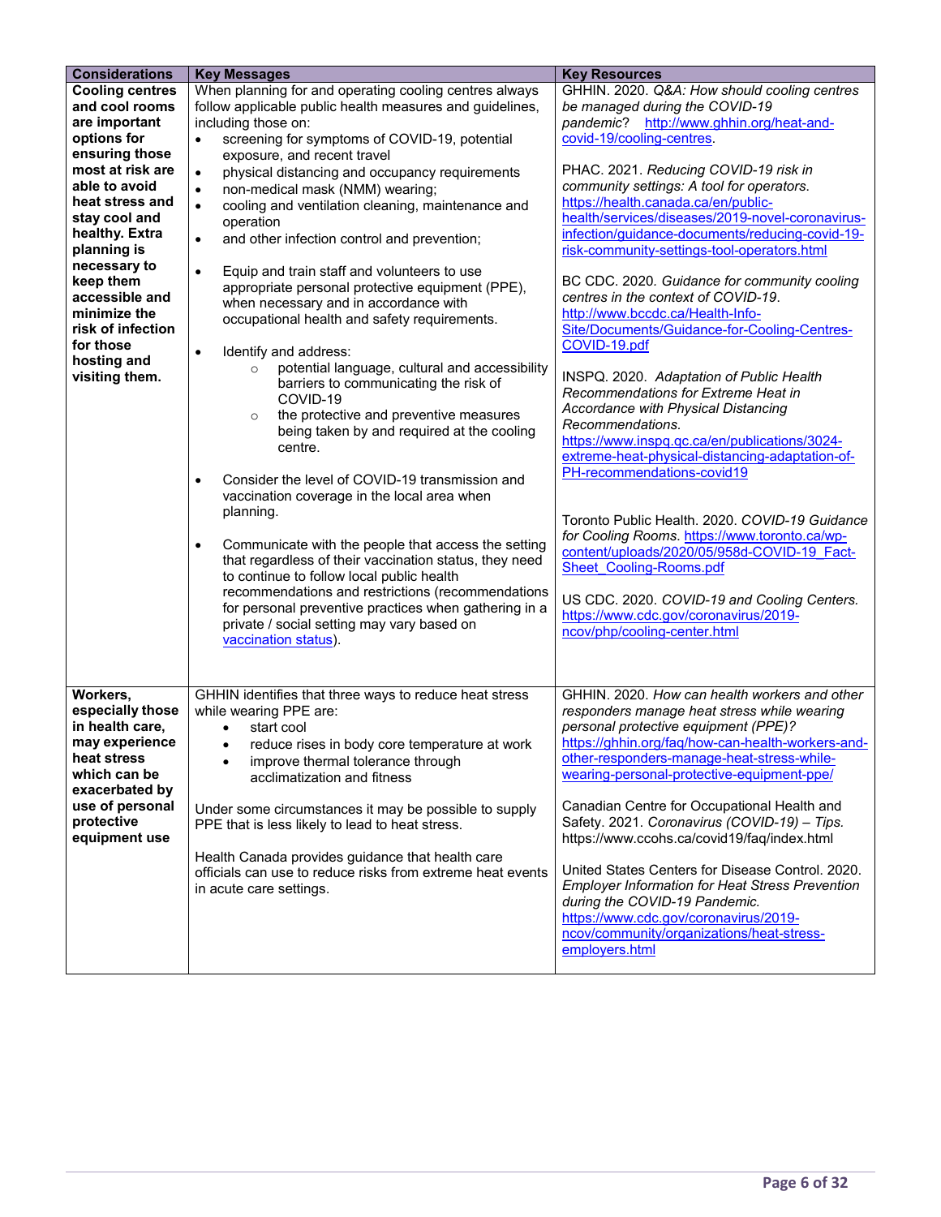| Considerations | Key Messages | Key Resources |
|---|---|---|
| **Cooling centres and cool rooms are important options for ensuring those most at risk are able to avoid heat stress and stay cool and healthy. Extra planning is necessary to keep them accessible and minimize the risk of infection for those hosting and visiting them.** | When planning for and operating cooling centres always follow applicable public health measures and guidelines, including those on:<br>• screening for symptoms of COVID-19, potential exposure, and recent travel<br>• physical distancing and occupancy requirements<br>• non-medical mask (NMM) wearing;<br>• cooling and ventilation cleaning, maintenance and operation<br>• and other infection control and prevention;<br><br>• Equip and train staff and volunteers to use appropriate personal protective equipment (PPE), when necessary and in accordance with occupational health and safety requirements.<br><br>• Identify and address:<br>  ○ potential language, cultural and accessibility barriers to communicating the risk of COVID-19<br>  ○ the protective and preventive measures being taken by and required at the cooling centre.<br><br>• Consider the level of COVID-19 transmission and vaccination coverage in the local area when planning.<br><br>• Communicate with the people that access the setting that regardless of their vaccination status, they need to continue to follow local public health recommendations and restrictions (recommendations for personal preventive practices when gathering in a private / social setting may vary based on vaccination status). | GHHIN. 2020. *Q&A: How should cooling centres be managed during the COVID-19 pandemic?* http://www.ghhin.org/heat-and-covid-19/cooling-centres.<br><br>PHAC. 2021. *Reducing COVID-19 risk in community settings: A tool for operators.* https://health.canada.ca/en/public-health/services/diseases/2019-novel-coronavirus-infection/guidance-documents/reducing-covid-19-risk-community-settings-tool-operators.html<br><br>BC CDC. 2020. *Guidance for community cooling centres in the context of COVID-19.* http://www.bccdc.ca/Health-Info-Site/Documents/Guidance-for-Cooling-Centres-COVID-19.pdf<br><br>INSPQ. 2020. *Adaptation of Public Health Recommendations for Extreme Heat in Accordance with Physical Distancing Recommendations.* https://www.inspq.qc.ca/en/publications/3024-extreme-heat-physical-distancing-adaptation-of-PH-recommendations-covid19<br><br>Toronto Public Health. 2020. *COVID-19 Guidance for Cooling Rooms.* https://www.toronto.ca/wp-content/uploads/2020/05/958d-COVID-19_Fact-Sheet_Cooling-Rooms.pdf<br><br>US CDC. 2020. *COVID-19 and Cooling Centers.* https://www.cdc.gov/coronavirus/2019-ncov/php/cooling-center.html |
| **Workers, especially those in health care, may experience heat stress which can be exacerbated by use of personal protective equipment use** | GHHIN identifies that three ways to reduce heat stress while wearing PPE are:<br>• start cool<br>• reduce rises in body core temperature at work<br>• improve thermal tolerance through acclimatization and fitness<br><br>Under some circumstances it may be possible to supply PPE that is less likely to lead to heat stress.<br><br>Health Canada provides guidance that health care officials can use to reduce risks from extreme heat events in acute care settings. | GHHIN. 2020. *How can health workers and other responders manage heat stress while wearing personal protective equipment (PPE)?* https://ghhin.org/faq/how-can-health-workers-and-other-responders-manage-heat-stress-while-wearing-personal-protective-equipment-ppe/<br><br>Canadian Centre for Occupational Health and Safety. 2021. *Coronavirus (COVID-19) – Tips.* https://www.ccohs.ca/covid19/faq/index.html<br><br>United States Centers for Disease Control. 2020. *Employer Information for Heat Stress Prevention during the COVID-19 Pandemic.* https://www.cdc.gov/coronavirus/2019-ncov/community/organizations/heat-stress-employers.html |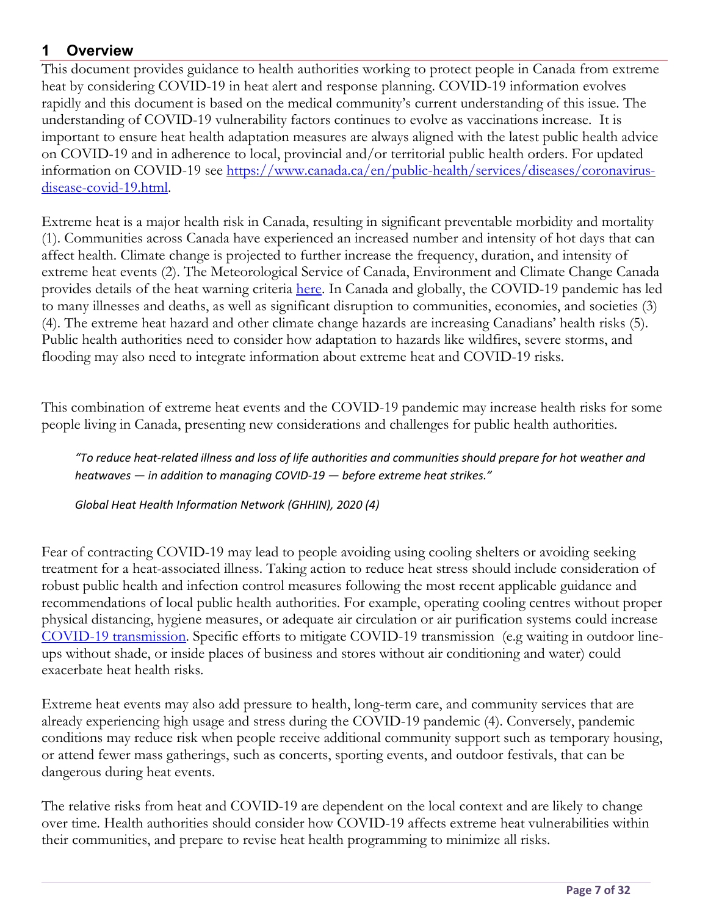# 1 Overview

This document provides guidance to health authorities working to protect people in Canada from extreme heat by considering COVID-19 in heat alert and response planning. COVID-19 information evolves rapidly and this document is based on the medical community's current understanding of this issue. The understanding of COVID-19 vulnerability factors continues to evolve as vaccinations increase. It is important to ensure heat health adaptation measures are always aligned with the latest public health advice on COVID-19 and in adherence to local, provincial and/or territorial public health orders. For updated information on COVID-19 see [https://www.canada.ca/en/public-health/services/diseases/coronavirus-disease-covid-19.html](https://www.canada.ca/en/public-health/services/diseases/coronavirus-disease-covid-19.html).

Extreme heat is a major health risk in Canada, resulting in significant preventable morbidity and mortality (1). Communities across Canada have experienced an increased number and intensity of hot days that can affect health. Climate change is projected to further increase the frequency, duration, and intensity of extreme heat events (2). The Meteorological Service of Canada, Environment and Climate Change Canada provides details of the heat warning criteria here. In Canada and globally, the COVID-19 pandemic has led to many illnesses and deaths, as well as significant disruption to communities, economies, and societies (3) (4). The extreme heat hazard and other climate change hazards are increasing Canadians' health risks (5). Public health authorities need to consider how adaptation to hazards like wildfires, severe storms, and flooding may also need to integrate information about extreme heat and COVID-19 risks.

This combination of extreme heat events and the COVID-19 pandemic may increase health risks for some people living in Canada, presenting new considerations and challenges for public health authorities.

> *"To reduce heat-related illness and loss of life authorities and communities should prepare for hot weather and heatwaves — in addition to managing COVID-19 — before extreme heat strikes."*
>
> *Global Heat Health Information Network (GHHIN), 2020 (4)*

Fear of contracting COVID-19 may lead to people avoiding using cooling shelters or avoiding seeking treatment for a heat-associated illness. Taking action to reduce heat stress should include consideration of robust public health and infection control measures following the most recent applicable guidance and recommendations of local public health authorities. For example, operating cooling centres without proper physical distancing, hygiene measures, or adequate air circulation or air purification systems could increase COVID-19 transmission. Specific efforts to mitigate COVID-19 transmission (e.g waiting in outdoor line-ups without shade, or inside places of business and stores without air conditioning and water) could exacerbate heat health risks.

Extreme heat events may also add pressure to health, long-term care, and community services that are already experiencing high usage and stress during the COVID-19 pandemic (4). Conversely, pandemic conditions may reduce risk when people receive additional community support such as temporary housing, or attend fewer mass gatherings, such as concerts, sporting events, and outdoor festivals, that can be dangerous during heat events.

The relative risks from heat and COVID-19 are dependent on the local context and are likely to change over time. Health authorities should consider how COVID-19 affects extreme heat vulnerabilities within their communities, and prepare to revise heat health programming to minimize all risks.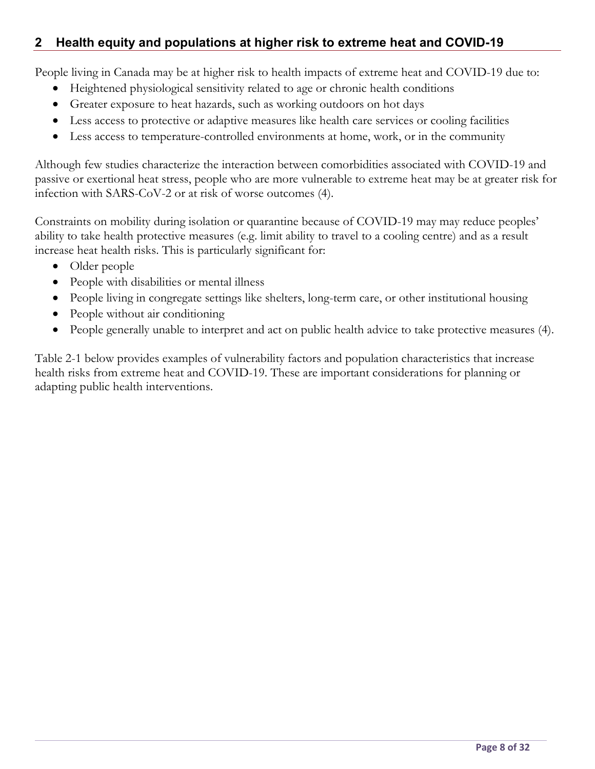## 2 Health equity and populations at higher risk to extreme heat and COVID-19

People living in Canada may be at higher risk to health impacts of extreme heat and COVID-19 due to:

- Heightened physiological sensitivity related to age or chronic health conditions
- Greater exposure to heat hazards, such as working outdoors on hot days
- Less access to protective or adaptive measures like health care services or cooling facilities
- Less access to temperature-controlled environments at home, work, or in the community

Although few studies characterize the interaction between comorbidities associated with COVID-19 and passive or exertional heat stress, people who are more vulnerable to extreme heat may be at greater risk for infection with SARS-CoV-2 or at risk of worse outcomes (4).

Constraints on mobility during isolation or quarantine because of COVID-19 may may reduce peoples' ability to take health protective measures (e.g. limit ability to travel to a cooling centre) and as a result increase heat health risks. This is particularly significant for:

- Older people
- People with disabilities or mental illness
- People living in congregate settings like shelters, long-term care, or other institutional housing
- People without air conditioning
- People generally unable to interpret and act on public health advice to take protective measures (4).

Table 2-1 below provides examples of vulnerability factors and population characteristics that increase health risks from extreme heat and COVID-19. These are important considerations for planning or adapting public health interventions.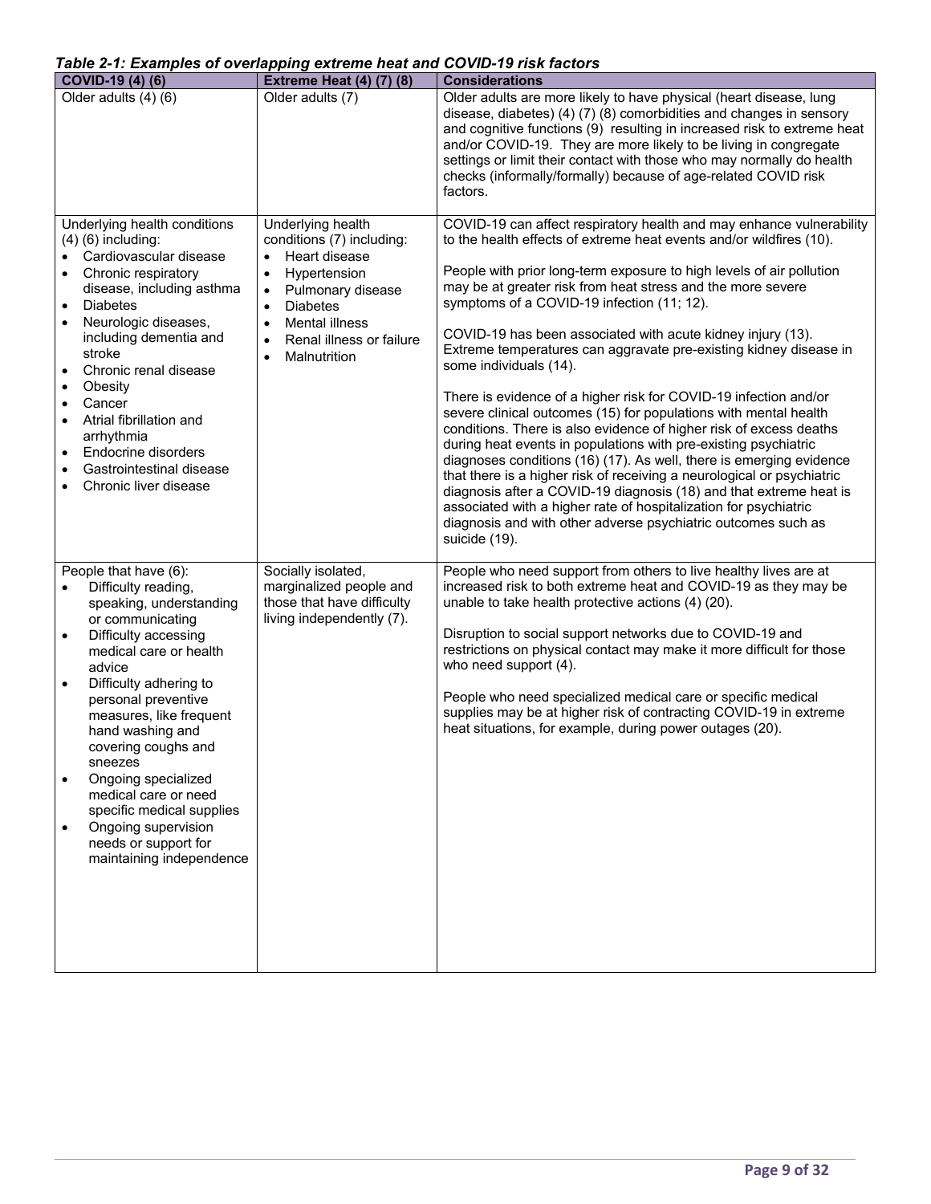*Table 2-1: Examples of overlapping extreme heat and COVID-19 risk factors*

| COVID-19 (4) (6) | Extreme Heat (4) (7) (8) | Considerations |
|---|---|---|
| Older adults (4) (6) | Older adults (7) | Older adults are more likely to have physical (heart disease, lung disease, diabetes) (4) (7) (8) comorbidities and changes in sensory and cognitive functions (9) resulting in increased risk to extreme heat and/or COVID-19. They are more likely to be living in congregate settings or limit their contact with those who may normally do health checks (informally/formally) because of age-related COVID risk factors. |
| Underlying health conditions (4) (6) including:<br>• Cardiovascular disease<br>• Chronic respiratory disease, including asthma<br>• Diabetes<br>• Neurologic diseases, including dementia and stroke<br>• Chronic renal disease<br>• Obesity<br>• Cancer<br>• Atrial fibrillation and arrhythmia<br>• Endocrine disorders<br>• Gastrointestinal disease<br>• Chronic liver disease | Underlying health conditions (7) including:<br>• Heart disease<br>• Hypertension<br>• Pulmonary disease<br>• Diabetes<br>• Mental illness<br>• Renal illness or failure<br>• Malnutrition | COVID-19 can affect respiratory health and may enhance vulnerability to the health effects of extreme heat events and/or wildfires (10).<br><br>People with prior long-term exposure to high levels of air pollution may be at greater risk from heat stress and the more severe symptoms of a COVID-19 infection (11; 12).<br><br>COVID-19 has been associated with acute kidney injury (13). Extreme temperatures can aggravate pre-existing kidney disease in some individuals (14).<br><br>There is evidence of a higher risk for COVID-19 infection and/or severe clinical outcomes (15) for populations with mental health conditions. There is also evidence of higher risk of excess deaths during heat events in populations with pre-existing psychiatric diagnoses conditions (16) (17). As well, there is emerging evidence that there is a higher risk of receiving a neurological or psychiatric diagnosis after a COVID-19 diagnosis (18) and that extreme heat is associated with a higher rate of hospitalization for psychiatric diagnosis and with other adverse psychiatric outcomes such as suicide (19). |
| People that have (6):<br>• Difficulty reading, speaking, understanding or communicating<br>• Difficulty accessing medical care or health advice<br>• Difficulty adhering to personal preventive measures, like frequent hand washing and covering coughs and sneezes<br>• Ongoing specialized medical care or need specific medical supplies<br>• Ongoing supervision needs or support for maintaining independence | Socially isolated, marginalized people and those that have difficulty living independently (7). | People who need support from others to live healthy lives are at increased risk to both extreme heat and COVID-19 as they may be unable to take health protective actions (4) (20).<br><br>Disruption to social support networks due to COVID-19 and restrictions on physical contact may make it more difficult for those who need support (4).<br><br>People who need specialized medical care or specific medical supplies may be at higher risk of contracting COVID-19 in extreme heat situations, for example, during power outages (20). |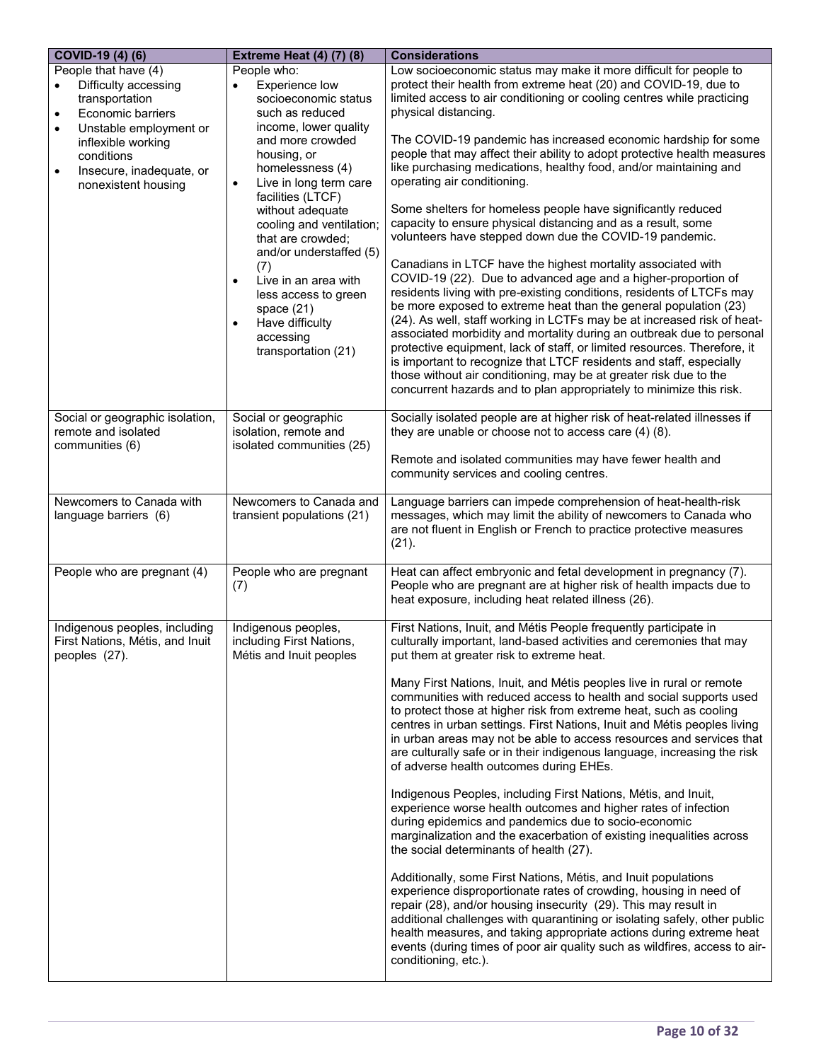| COVID-19 (4) (6) | Extreme Heat (4) (7) (8) | Considerations |
|---|---|---|
| People that have (4)<br>• Difficulty accessing transportation<br>• Economic barriers<br>• Unstable employment or inflexible working conditions<br>• Insecure, inadequate, or nonexistent housing | People who:<br>• Experience low socioeconomic status such as reduced income, lower quality and more crowded housing, or homelessness (4)<br>• Live in long term care facilities (LTCF) without adequate cooling and ventilation; that are crowded; and/or understaffed (5) (7)<br>• Live in an area with less access to green space (21)<br>• Have difficulty accessing transportation (21) | Low socioeconomic status may make it more difficult for people to protect their health from extreme heat (20) and COVID-19, due to limited access to air conditioning or cooling centres while practicing physical distancing.<br><br>The COVID-19 pandemic has increased economic hardship for some people that may affect their ability to adopt protective health measures like purchasing medications, healthy food, and/or maintaining and operating air conditioning.<br><br>Some shelters for homeless people have significantly reduced capacity to ensure physical distancing and as a result, some volunteers have stepped down due the COVID-19 pandemic.<br><br>Canadians in LTCF have the highest mortality associated with COVID-19 (22). Due to advanced age and a higher-proportion of residents living with pre-existing conditions, residents of LTCFs may be more exposed to extreme heat than the general population (23) (24). As well, staff working in LCTFs may be at increased risk of heat-associated morbidity and mortality during an outbreak due to personal protective equipment, lack of staff, or limited resources. Therefore, it is important to recognize that LTCF residents and staff, especially those without air conditioning, may be at greater risk due to the concurrent hazards and to plan appropriately to minimize this risk. |
| Social or geographic isolation, remote and isolated communities (6) | Social or geographic isolation, remote and isolated communities (25) | Socially isolated people are at higher risk of heat-related illnesses if they are unable or choose not to access care (4) (8).<br><br>Remote and isolated communities may have fewer health and community services and cooling centres. |
| Newcomers to Canada with language barriers (6) | Newcomers to Canada and transient populations (21) | Language barriers can impede comprehension of heat-health-risk messages, which may limit the ability of newcomers to Canada who are not fluent in English or French to practice protective measures (21). |
| People who are pregnant (4) | People who are pregnant (7) | Heat can affect embryonic and fetal development in pregnancy (7). People who are pregnant are at higher risk of health impacts due to heat exposure, including heat related illness (26). |
| Indigenous peoples, including First Nations, Métis, and Inuit peoples (27). | Indigenous peoples, including First Nations, Métis and Inuit peoples | First Nations, Inuit, and Métis People frequently participate in culturally important, land-based activities and ceremonies that may put them at greater risk to extreme heat.<br><br>Many First Nations, Inuit, and Métis peoples live in rural or remote communities with reduced access to health and social supports used to protect those at higher risk from extreme heat, such as cooling centres in urban settings. First Nations, Inuit and Métis peoples living in urban areas may not be able to access resources and services that are culturally safe or in their indigenous language, increasing the risk of adverse health outcomes during EHEs.<br><br>Indigenous Peoples, including First Nations, Métis, and Inuit, experience worse health outcomes and higher rates of infection during epidemics and pandemics due to socio-economic marginalization and the exacerbation of existing inequalities across the social determinants of health (27).<br><br>Additionally, some First Nations, Métis, and Inuit populations experience disproportionate rates of crowding, housing in need of repair (28), and/or housing insecurity (29). This may result in additional challenges with quarantining or isolating safely, other public health measures, and taking appropriate actions during extreme heat events (during times of poor air quality such as wildfires, access to air-conditioning, etc.). |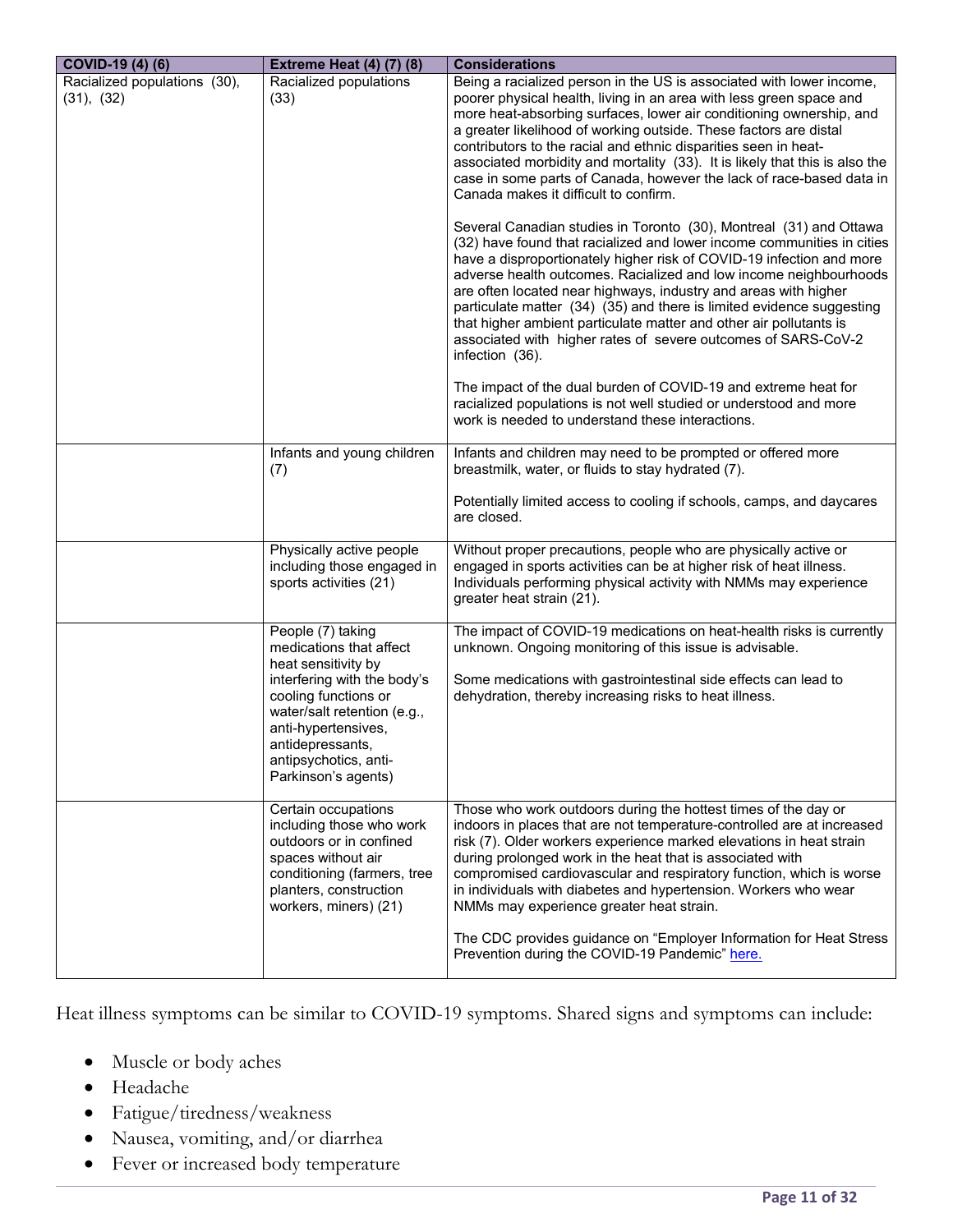| COVID-19 (4) (6) | Extreme Heat (4) (7) (8) | Considerations |
|---|---|---|
| Racialized populations (30), (31), (32) | Racialized populations (33) | Being a racialized person in the US is associated with lower income, poorer physical health, living in an area with less green space and more heat-absorbing surfaces, lower air conditioning ownership, and a greater likelihood of working outside. These factors are distal contributors to the racial and ethnic disparities seen in heat-associated morbidity and mortality (33). It is likely that this is also the case in some parts of Canada, however the lack of race-based data in Canada makes it difficult to confirm.<br><br>Several Canadian studies in Toronto (30), Montreal (31) and Ottawa (32) have found that racialized and lower income communities in cities have a disproportionately higher risk of COVID-19 infection and more adverse health outcomes. Racialized and low income neighbourhoods are often located near highways, industry and areas with higher particulate matter (34) (35) and there is limited evidence suggesting that higher ambient particulate matter and other air pollutants is associated with higher rates of severe outcomes of SARS-CoV-2 infection (36).<br><br>The impact of the dual burden of COVID-19 and extreme heat for racialized populations is not well studied or understood and more work is needed to understand these interactions. |
| | Infants and young children (7) | Infants and children may need to be prompted or offered more breastmilk, water, or fluids to stay hydrated (7).<br><br>Potentially limited access to cooling if schools, camps, and daycares are closed. |
| | Physically active people including those engaged in sports activities (21) | Without proper precautions, people who are physically active or engaged in sports activities can be at higher risk of heat illness. Individuals performing physical activity with NMMs may experience greater heat strain (21). |
| | People (7) taking medications that affect heat sensitivity by interfering with the body's cooling functions or water/salt retention (e.g., anti-hypertensives, antidepressants, antipsychotics, anti-Parkinson's agents) | The impact of COVID-19 medications on heat-health risks is currently unknown. Ongoing monitoring of this issue is advisable.<br><br>Some medications with gastrointestinal side effects can lead to dehydration, thereby increasing risks to heat illness. |
| | Certain occupations including those who work outdoors or in confined spaces without air conditioning (farmers, tree planters, construction workers, miners) (21) | Those who work outdoors during the hottest times of the day or indoors in places that are not temperature-controlled are at increased risk (7). Older workers experience marked elevations in heat strain during prolonged work in the heat that is associated with compromised cardiovascular and respiratory function, which is worse in individuals with diabetes and hypertension. Workers who wear NMMs may experience greater heat strain.<br><br>The CDC provides guidance on "Employer Information for Heat Stress Prevention during the COVID-19 Pandemic" here. |

Heat illness symptoms can be similar to COVID-19 symptoms. Shared signs and symptoms can include:

- Muscle or body aches
- Headache
- Fatigue/tiredness/weakness
- Nausea, vomiting, and/or diarrhea
- Fever or increased body temperature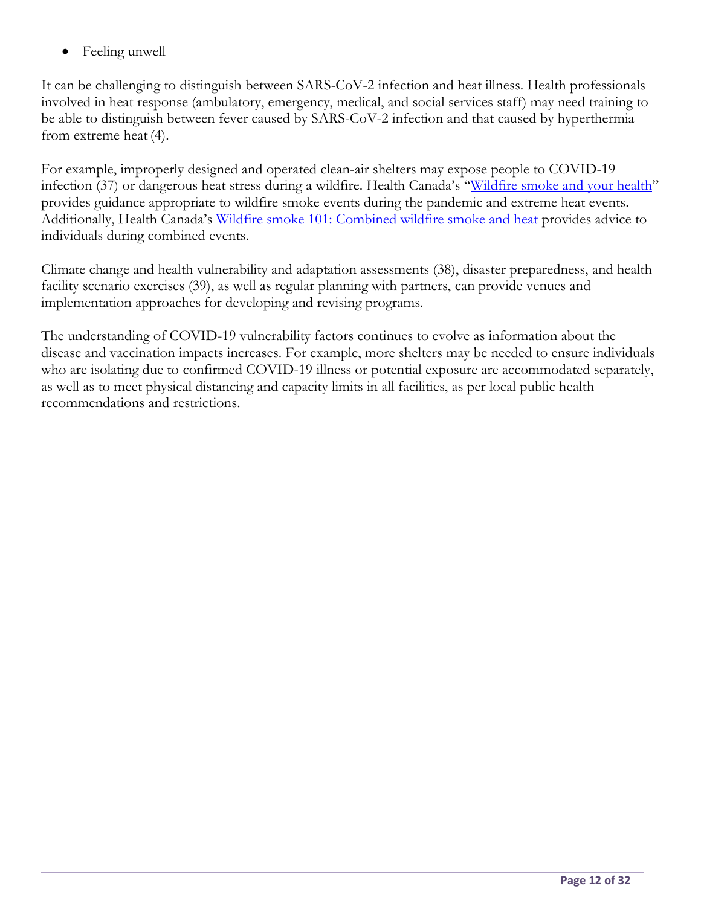- Feeling unwell

It can be challenging to distinguish between SARS-CoV-2 infection and heat illness. Health professionals involved in heat response (ambulatory, emergency, medical, and social services staff) may need training to be able to distinguish between fever caused by SARS-CoV-2 infection and that caused by hyperthermia from extreme heat (4).

For example, improperly designed and operated clean-air shelters may expose people to COVID-19 infection (37) or dangerous heat stress during a wildfire. Health Canada's "Wildfire smoke and your health" provides guidance appropriate to wildfire smoke events during the pandemic and extreme heat events. Additionally, Health Canada's Wildfire smoke 101: Combined wildfire smoke and heat provides advice to individuals during combined events.

Climate change and health vulnerability and adaptation assessments (38), disaster preparedness, and health facility scenario exercises (39), as well as regular planning with partners, can provide venues and implementation approaches for developing and revising programs.

The understanding of COVID-19 vulnerability factors continues to evolve as information about the disease and vaccination impacts increases. For example, more shelters may be needed to ensure individuals who are isolating due to confirmed COVID-19 illness or potential exposure are accommodated separately, as well as to meet physical distancing and capacity limits in all facilities, as per local public health recommendations and restrictions.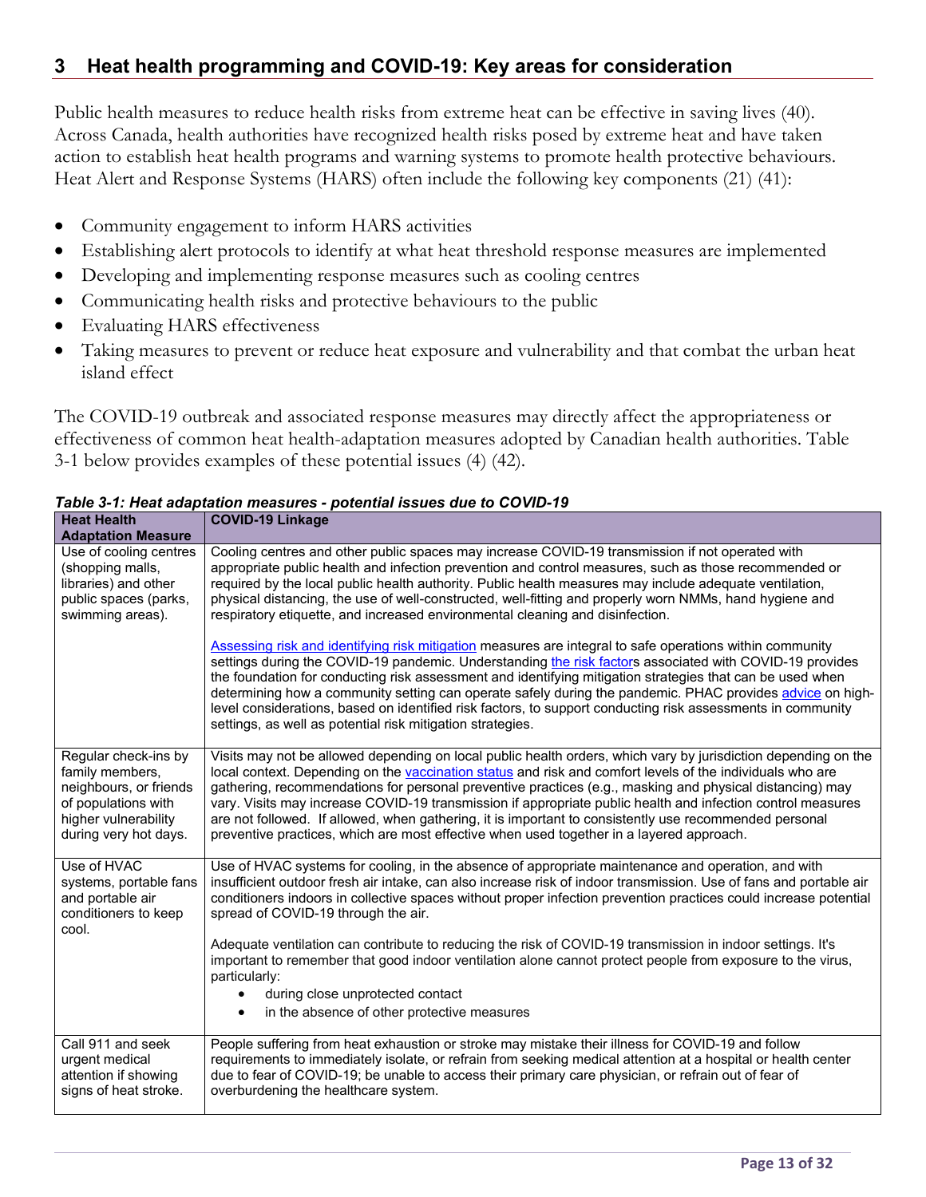## 3 Heat health programming and COVID-19: Key areas for consideration

Public health measures to reduce health risks from extreme heat can be effective in saving lives (40). Across Canada, health authorities have recognized health risks posed by extreme heat and have taken action to establish heat health programs and warning systems to promote health protective behaviours. Heat Alert and Response Systems (HARS) often include the following key components (21) (41):

- Community engagement to inform HARS activities
- Establishing alert protocols to identify at what heat threshold response measures are implemented
- Developing and implementing response measures such as cooling centres
- Communicating health risks and protective behaviours to the public
- Evaluating HARS effectiveness
- Taking measures to prevent or reduce heat exposure and vulnerability and that combat the urban heat island effect

The COVID-19 outbreak and associated response measures may directly affect the appropriateness or effectiveness of common heat health-adaptation measures adopted by Canadian health authorities. Table 3-1 below provides examples of these potential issues (4) (42).

***Table 3-1: Heat adaptation measures - potential issues due to COVID-19***

| Heat Health Adaptation Measure | COVID-19 Linkage |
|---|---|
| Use of cooling centres (shopping malls, libraries) and other public spaces (parks, swimming areas). | Cooling centres and other public spaces may increase COVID-19 transmission if not operated with appropriate public health and infection prevention and control measures, such as those recommended or required by the local public health authority. Public health measures may include adequate ventilation, physical distancing, the use of well-constructed, well-fitting and properly worn NMMs, hand hygiene and respiratory etiquette, and increased environmental cleaning and disinfection.<br><br>Assessing risk and identifying risk mitigation measures are integral to safe operations within community settings during the COVID-19 pandemic. Understanding the risk factors associated with COVID-19 provides the foundation for conducting risk assessment and identifying mitigation strategies that can be used when determining how a community setting can operate safely during the pandemic. PHAC provides advice on high-level considerations, based on identified risk factors, to support conducting risk assessments in community settings, as well as potential risk mitigation strategies. |
| Regular check-ins by family members, neighbours, or friends of populations with higher vulnerability during very hot days. | Visits may not be allowed depending on local public health orders, which vary by jurisdiction depending on the local context. Depending on the vaccination status and risk and comfort levels of the individuals who are gathering, recommendations for personal preventive practices (e.g., masking and physical distancing) may vary. Visits may increase COVID-19 transmission if appropriate public health and infection control measures are not followed. If allowed, when gathering, it is important to consistently use recommended personal preventive practices, which are most effective when used together in a layered approach. |
| Use of HVAC systems, portable fans and portable air conditioners to keep cool. | Use of HVAC systems for cooling, in the absence of appropriate maintenance and operation, and with insufficient outdoor fresh air intake, can also increase risk of indoor transmission. Use of fans and portable air conditioners indoors in collective spaces without proper infection prevention practices could increase potential spread of COVID-19 through the air.<br><br>Adequate ventilation can contribute to reducing the risk of COVID-19 transmission in indoor settings. It's important to remember that good indoor ventilation alone cannot protect people from exposure to the virus, particularly:<br>• during close unprotected contact<br>• in the absence of other protective measures |
| Call 911 and seek urgent medical attention if showing signs of heat stroke. | People suffering from heat exhaustion or stroke may mistake their illness for COVID-19 and follow requirements to immediately isolate, or refrain from seeking medical attention at a hospital or health center due to fear of COVID-19; be unable to access their primary care physician, or refrain out of fear of overburdening the healthcare system. |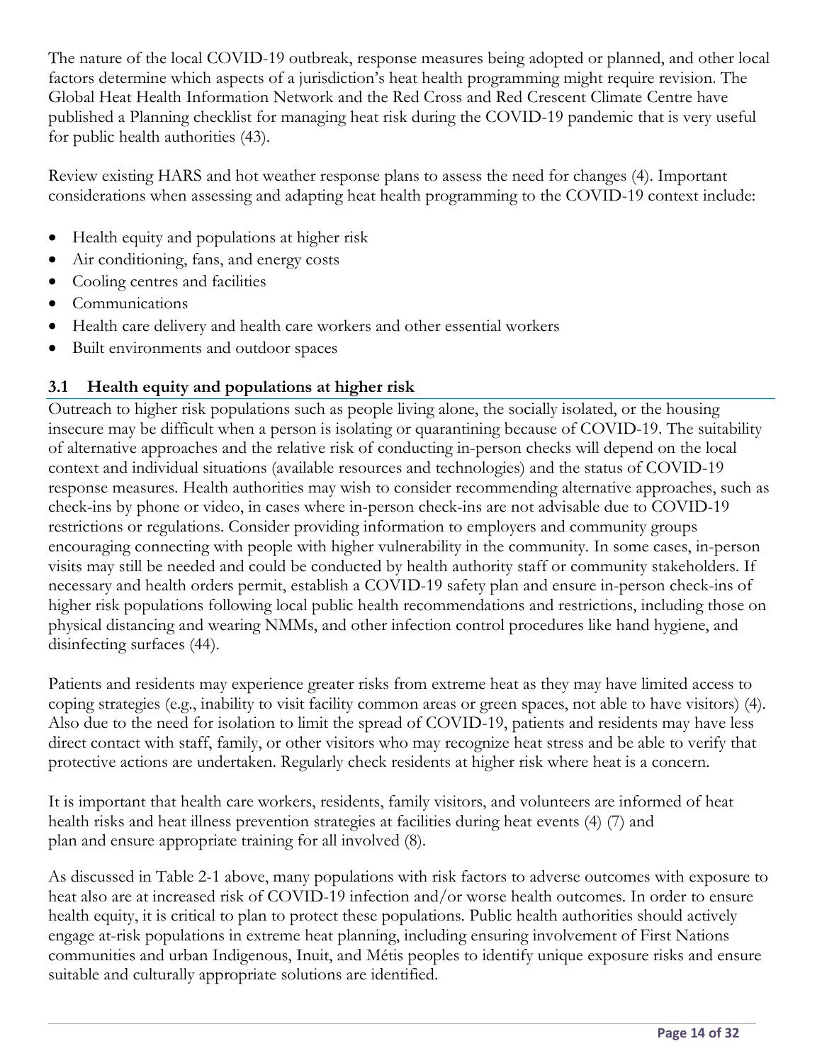The nature of the local COVID-19 outbreak, response measures being adopted or planned, and other local factors determine which aspects of a jurisdiction's heat health programming might require revision. The Global Heat Health Information Network and the Red Cross and Red Crescent Climate Centre have published a Planning checklist for managing heat risk during the COVID-19 pandemic that is very useful for public health authorities (43).

Review existing HARS and hot weather response plans to assess the need for changes (4). Important considerations when assessing and adapting heat health programming to the COVID-19 context include:

- Health equity and populations at higher risk
- Air conditioning, fans, and energy costs
- Cooling centres and facilities
- Communications
- Health care delivery and health care workers and other essential workers
- Built environments and outdoor spaces

## 3.1 Health equity and populations at higher risk

Outreach to higher risk populations such as people living alone, the socially isolated, or the housing insecure may be difficult when a person is isolating or quarantining because of COVID-19. The suitability of alternative approaches and the relative risk of conducting in-person checks will depend on the local context and individual situations (available resources and technologies) and the status of COVID-19 response measures. Health authorities may wish to consider recommending alternative approaches, such as check-ins by phone or video, in cases where in-person check-ins are not advisable due to COVID-19 restrictions or regulations. Consider providing information to employers and community groups encouraging connecting with people with higher vulnerability in the community. In some cases, in-person visits may still be needed and could be conducted by health authority staff or community stakeholders. If necessary and health orders permit, establish a COVID-19 safety plan and ensure in-person check-ins of higher risk populations following local public health recommendations and restrictions, including those on physical distancing and wearing NMMs, and other infection control procedures like hand hygiene, and disinfecting surfaces (44).

Patients and residents may experience greater risks from extreme heat as they may have limited access to coping strategies (e.g., inability to visit facility common areas or green spaces, not able to have visitors) (4). Also due to the need for isolation to limit the spread of COVID-19, patients and residents may have less direct contact with staff, family, or other visitors who may recognize heat stress and be able to verify that protective actions are undertaken. Regularly check residents at higher risk where heat is a concern.

It is important that health care workers, residents, family visitors, and volunteers are informed of heat health risks and heat illness prevention strategies at facilities during heat events (4) (7) and plan and ensure appropriate training for all involved (8).

As discussed in Table 2-1 above, many populations with risk factors to adverse outcomes with exposure to heat also are at increased risk of COVID-19 infection and/or worse health outcomes. In order to ensure health equity, it is critical to plan to protect these populations. Public health authorities should actively engage at-risk populations in extreme heat planning, including ensuring involvement of First Nations communities and urban Indigenous, Inuit, and Métis peoples to identify unique exposure risks and ensure suitable and culturally appropriate solutions are identified.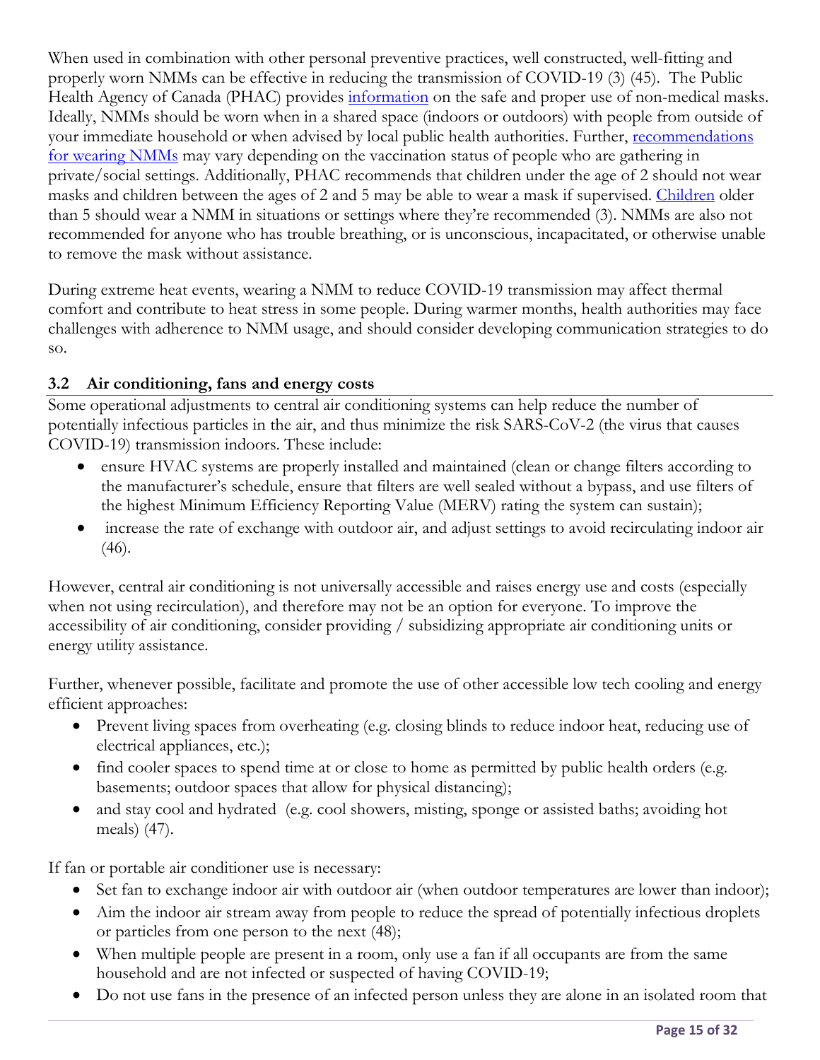When used in combination with other personal preventive practices, well constructed, well-fitting and properly worn NMMs can be effective in reducing the transmission of COVID-19 (3) (45). The Public Health Agency of Canada (PHAC) provides information on the safe and proper use of non-medical masks. Ideally, NMMs should be worn when in a shared space (indoors or outdoors) with people from outside of your immediate household or when advised by local public health authorities. Further, recommendations for wearing NMMs may vary depending on the vaccination status of people who are gathering in private/social settings. Additionally, PHAC recommends that children under the age of 2 should not wear masks and children between the ages of 2 and 5 may be able to wear a mask if supervised. Children older than 5 should wear a NMM in situations or settings where they're recommended (3). NMMs are also not recommended for anyone who has trouble breathing, or is unconscious, incapacitated, or otherwise unable to remove the mask without assistance.

During extreme heat events, wearing a NMM to reduce COVID-19 transmission may affect thermal comfort and contribute to heat stress in some people. During warmer months, health authorities may face challenges with adherence to NMM usage, and should consider developing communication strategies to do so.

### 3.2 Air conditioning, fans and energy costs

Some operational adjustments to central air conditioning systems can help reduce the number of potentially infectious particles in the air, and thus minimize the risk SARS-CoV-2 (the virus that causes COVID-19) transmission indoors. These include:

- ensure HVAC systems are properly installed and maintained (clean or change filters according to the manufacturer's schedule, ensure that filters are well sealed without a bypass, and use filters of the highest Minimum Efficiency Reporting Value (MERV) rating the system can sustain);
- increase the rate of exchange with outdoor air, and adjust settings to avoid recirculating indoor air (46).

However, central air conditioning is not universally accessible and raises energy use and costs (especially when not using recirculation), and therefore may not be an option for everyone. To improve the accessibility of air conditioning, consider providing / subsidizing appropriate air conditioning units or energy utility assistance.

Further, whenever possible, facilitate and promote the use of other accessible low tech cooling and energy efficient approaches:

- Prevent living spaces from overheating (e.g. closing blinds to reduce indoor heat, reducing use of electrical appliances, etc.);
- find cooler spaces to spend time at or close to home as permitted by public health orders (e.g. basements; outdoor spaces that allow for physical distancing);
- and stay cool and hydrated (e.g. cool showers, misting, sponge or assisted baths; avoiding hot meals) (47).

If fan or portable air conditioner use is necessary:

- Set fan to exchange indoor air with outdoor air (when outdoor temperatures are lower than indoor);
- Aim the indoor air stream away from people to reduce the spread of potentially infectious droplets or particles from one person to the next (48);
- When multiple people are present in a room, only use a fan if all occupants are from the same household and are not infected or suspected of having COVID-19;
- Do not use fans in the presence of an infected person unless they are alone in an isolated room that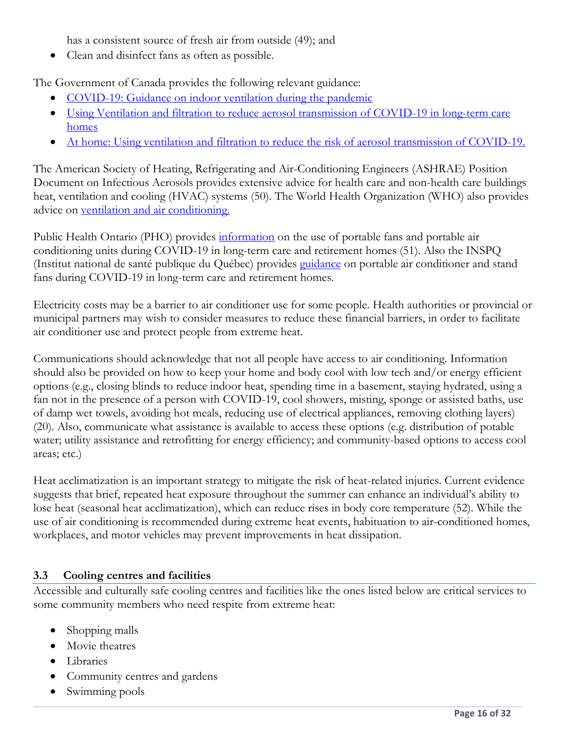has a consistent source of fresh air from outside (49); and

- Clean and disinfect fans as often as possible.

The Government of Canada provides the following relevant guidance:

- COVID-19: Guidance on indoor ventilation during the pandemic
- Using Ventilation and filtration to reduce aerosol transmission of COVID-19 in long-term care homes
- At home: Using ventilation and filtration to reduce the risk of aerosol transmission of COVID-19.

The American Society of Heating, Refrigerating and Air-Conditioning Engineers (ASHRAE) Position Document on Infectious Aerosols provides extensive advice for health care and non-health care buildings heat, ventilation and cooling (HVAC) systems (50). The World Health Organization (WHO) also provides advice on ventilation and air conditioning.

Public Health Ontario (PHO) provides information on the use of portable fans and portable air conditioning units during COVID-19 in long-term care and retirement homes (51). Also the INSPQ (Institut national de santé publique du Québec) provides guidance on portable air conditioner and stand fans during COVID-19 in long-term care and retirement homes.

Electricity costs may be a barrier to air conditioner use for some people. Health authorities or provincial or municipal partners may wish to consider measures to reduce these financial barriers, in order to facilitate air conditioner use and protect people from extreme heat.

Communications should acknowledge that not all people have access to air conditioning. Information should also be provided on how to keep your home and body cool with low tech and/or energy efficient options (e.g., closing blinds to reduce indoor heat, spending time in a basement, staying hydrated, using a fan not in the presence of a person with COVID-19, cool showers, misting, sponge or assisted baths, use of damp wet towels, avoiding hot meals, reducing use of electrical appliances, removing clothing layers) (20). Also, communicate what assistance is available to access these options (e.g. distribution of potable water; utility assistance and retrofitting for energy efficiency; and community-based options to access cool areas; etc.)

Heat acclimatization is an important strategy to mitigate the risk of heat-related injuries. Current evidence suggests that brief, repeated heat exposure throughout the summer can enhance an individual's ability to lose heat (seasonal heat acclimatization), which can reduce rises in body core temperature (52). While the use of air conditioning is recommended during extreme heat events, habituation to air-conditioned homes, workplaces, and motor vehicles may prevent improvements in heat dissipation.

### 3.3 Cooling centres and facilities

Accessible and culturally safe cooling centres and facilities like the ones listed below are critical services to some community members who need respite from extreme heat:

- Shopping malls
- Movie theatres
- Libraries
- Community centres and gardens
- Swimming pools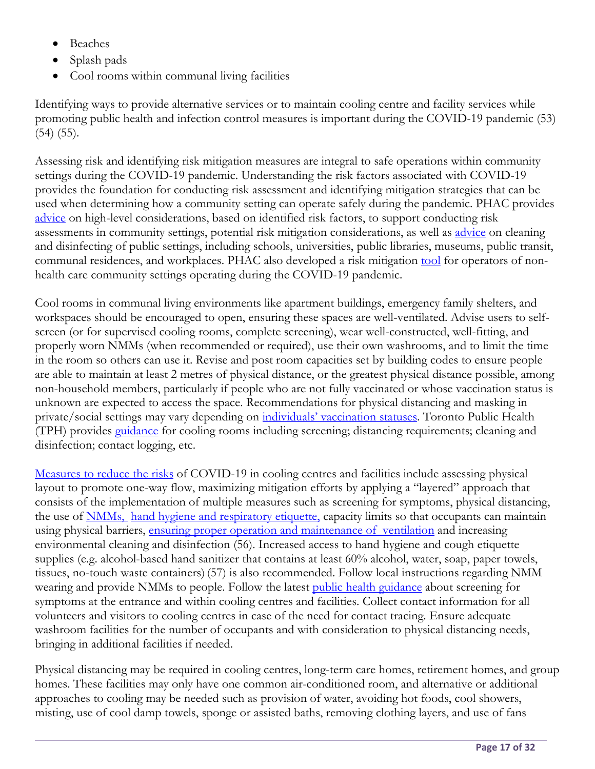- Beaches
- Splash pads
- Cool rooms within communal living facilities

Identifying ways to provide alternative services or to maintain cooling centre and facility services while promoting public health and infection control measures is important during the COVID-19 pandemic (53) (54) (55).

Assessing risk and identifying risk mitigation measures are integral to safe operations within community settings during the COVID-19 pandemic. Understanding the risk factors associated with COVID-19 provides the foundation for conducting risk assessment and identifying mitigation strategies that can be used when determining how a community setting can operate safely during the pandemic. PHAC provides advice on high-level considerations, based on identified risk factors, to support conducting risk assessments in community settings, potential risk mitigation considerations, as well as advice on cleaning and disinfecting of public settings, including schools, universities, public libraries, museums, public transit, communal residences, and workplaces. PHAC also developed a risk mitigation tool for operators of non-health care community settings operating during the COVID-19 pandemic.

Cool rooms in communal living environments like apartment buildings, emergency family shelters, and workspaces should be encouraged to open, ensuring these spaces are well-ventilated. Advise users to self-screen (or for supervised cooling rooms, complete screening), wear well-constructed, well-fitting, and properly worn NMMs (when recommended or required), use their own washrooms, and to limit the time in the room so others can use it. Revise and post room capacities set by building codes to ensure people are able to maintain at least 2 metres of physical distance, or the greatest physical distance possible, among non-household members, particularly if people who are not fully vaccinated or whose vaccination status is unknown are expected to access the space. Recommendations for physical distancing and masking in private/social settings may vary depending on individuals' vaccination statuses. Toronto Public Health (TPH) provides guidance for cooling rooms including screening; distancing requirements; cleaning and disinfection; contact logging, etc.

Measures to reduce the risks of COVID-19 in cooling centres and facilities include assessing physical layout to promote one-way flow, maximizing mitigation efforts by applying a "layered" approach that consists of the implementation of multiple measures such as screening for symptoms, physical distancing, the use of NMMs, hand hygiene and respiratory etiquette, capacity limits so that occupants can maintain using physical barriers, ensuring proper operation and maintenance of ventilation and increasing environmental cleaning and disinfection (56). Increased access to hand hygiene and cough etiquette supplies (e.g. alcohol-based hand sanitizer that contains at least 60% alcohol, water, soap, paper towels, tissues, no-touch waste containers) (57) is also recommended. Follow local instructions regarding NMM wearing and provide NMMs to people. Follow the latest public health guidance about screening for symptoms at the entrance and within cooling centres and facilities. Collect contact information for all volunteers and visitors to cooling centres in case of the need for contact tracing. Ensure adequate washroom facilities for the number of occupants and with consideration to physical distancing needs, bringing in additional facilities if needed.

Physical distancing may be required in cooling centres, long-term care homes, retirement homes, and group homes. These facilities may only have one common air-conditioned room, and alternative or additional approaches to cooling may be needed such as provision of water, avoiding hot foods, cool showers, misting, use of cool damp towels, sponge or assisted baths, removing clothing layers, and use of fans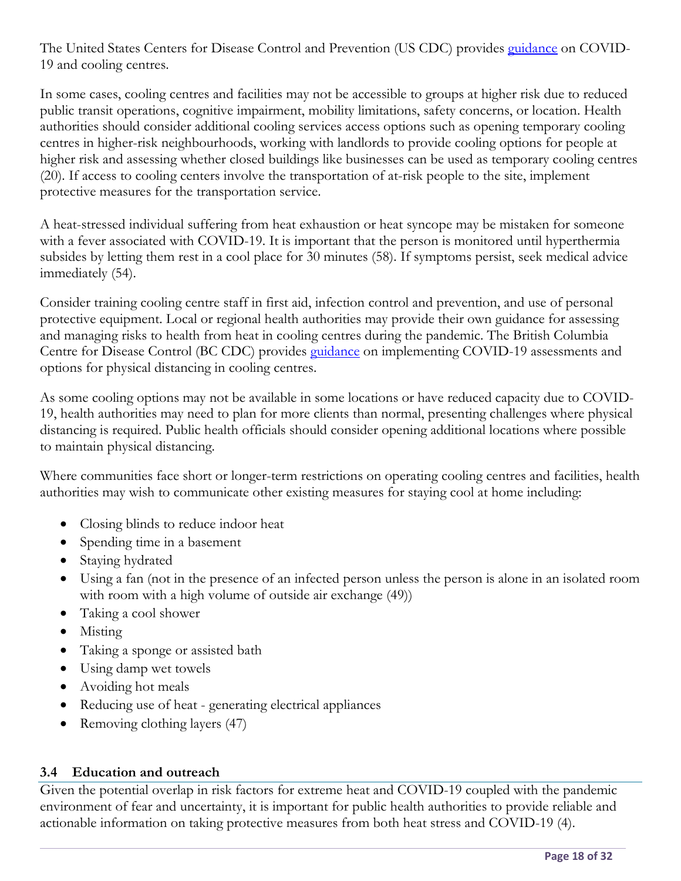The United States Centers for Disease Control and Prevention (US CDC) provides guidance on COVID-19 and cooling centres.

In some cases, cooling centres and facilities may not be accessible to groups at higher risk due to reduced public transit operations, cognitive impairment, mobility limitations, safety concerns, or location. Health authorities should consider additional cooling services access options such as opening temporary cooling centres in higher-risk neighbourhoods, working with landlords to provide cooling options for people at higher risk and assessing whether closed buildings like businesses can be used as temporary cooling centres (20). If access to cooling centers involve the transportation of at-risk people to the site, implement protective measures for the transportation service.

A heat-stressed individual suffering from heat exhaustion or heat syncope may be mistaken for someone with a fever associated with COVID-19. It is important that the person is monitored until hyperthermia subsides by letting them rest in a cool place for 30 minutes (58). If symptoms persist, seek medical advice immediately (54).

Consider training cooling centre staff in first aid, infection control and prevention, and use of personal protective equipment. Local or regional health authorities may provide their own guidance for assessing and managing risks to health from heat in cooling centres during the pandemic. The British Columbia Centre for Disease Control (BC CDC) provides guidance on implementing COVID-19 assessments and options for physical distancing in cooling centres.

As some cooling options may not be available in some locations or have reduced capacity due to COVID-19, health authorities may need to plan for more clients than normal, presenting challenges where physical distancing is required. Public health officials should consider opening additional locations where possible to maintain physical distancing.

Where communities face short or longer-term restrictions on operating cooling centres and facilities, health authorities may wish to communicate other existing measures for staying cool at home including:

- Closing blinds to reduce indoor heat
- Spending time in a basement
- Staying hydrated
- Using a fan (not in the presence of an infected person unless the person is alone in an isolated room with room with a high volume of outside air exchange (49))
- Taking a cool shower
- Misting
- Taking a sponge or assisted bath
- Using damp wet towels
- Avoiding hot meals
- Reducing use of heat - generating electrical appliances
- Removing clothing layers (47)

### 3.4 Education and outreach

Given the potential overlap in risk factors for extreme heat and COVID-19 coupled with the pandemic environment of fear and uncertainty, it is important for public health authorities to provide reliable and actionable information on taking protective measures from both heat stress and COVID-19 (4).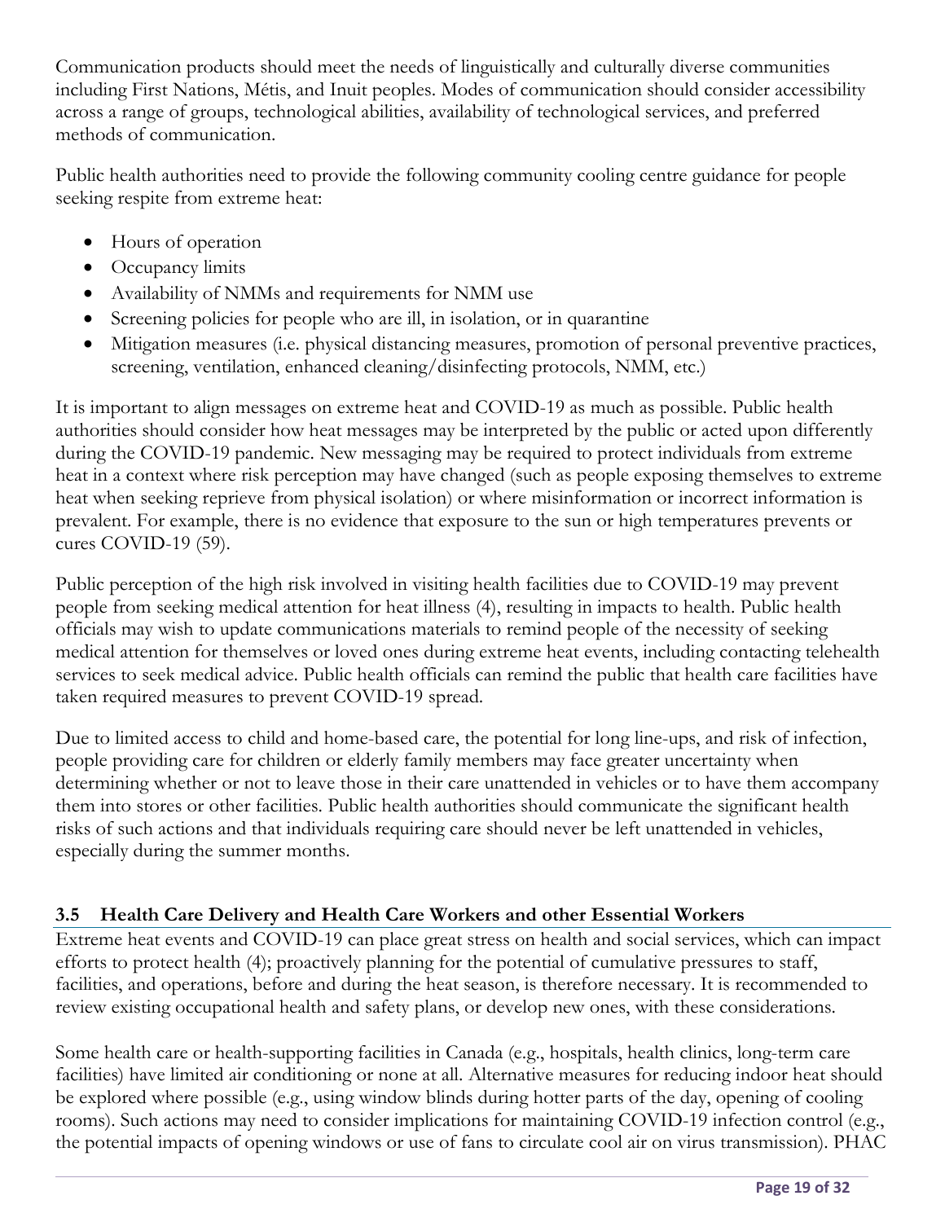Communication products should meet the needs of linguistically and culturally diverse communities including First Nations, Métis, and Inuit peoples. Modes of communication should consider accessibility across a range of groups, technological abilities, availability of technological services, and preferred methods of communication.

Public health authorities need to provide the following community cooling centre guidance for people seeking respite from extreme heat:

- Hours of operation
- Occupancy limits
- Availability of NMMs and requirements for NMM use
- Screening policies for people who are ill, in isolation, or in quarantine
- Mitigation measures (i.e. physical distancing measures, promotion of personal preventive practices, screening, ventilation, enhanced cleaning/disinfecting protocols, NMM, etc.)

It is important to align messages on extreme heat and COVID-19 as much as possible. Public health authorities should consider how heat messages may be interpreted by the public or acted upon differently during the COVID-19 pandemic. New messaging may be required to protect individuals from extreme heat in a context where risk perception may have changed (such as people exposing themselves to extreme heat when seeking reprieve from physical isolation) or where misinformation or incorrect information is prevalent. For example, there is no evidence that exposure to the sun or high temperatures prevents or cures COVID-19 (59).

Public perception of the high risk involved in visiting health facilities due to COVID-19 may prevent people from seeking medical attention for heat illness (4), resulting in impacts to health. Public health officials may wish to update communications materials to remind people of the necessity of seeking medical attention for themselves or loved ones during extreme heat events, including contacting telehealth services to seek medical advice. Public health officials can remind the public that health care facilities have taken required measures to prevent COVID-19 spread.

Due to limited access to child and home-based care, the potential for long line-ups, and risk of infection, people providing care for children or elderly family members may face greater uncertainty when determining whether or not to leave those in their care unattended in vehicles or to have them accompany them into stores or other facilities. Public health authorities should communicate the significant health risks of such actions and that individuals requiring care should never be left unattended in vehicles, especially during the summer months.

### 3.5 Health Care Delivery and Health Care Workers and other Essential Workers

Extreme heat events and COVID-19 can place great stress on health and social services, which can impact efforts to protect health (4); proactively planning for the potential of cumulative pressures to staff, facilities, and operations, before and during the heat season, is therefore necessary. It is recommended to review existing occupational health and safety plans, or develop new ones, with these considerations.

Some health care or health-supporting facilities in Canada (e.g., hospitals, health clinics, long-term care facilities) have limited air conditioning or none at all. Alternative measures for reducing indoor heat should be explored where possible (e.g., using window blinds during hotter parts of the day, opening of cooling rooms). Such actions may need to consider implications for maintaining COVID-19 infection control (e.g., the potential impacts of opening windows or use of fans to circulate cool air on virus transmission). PHAC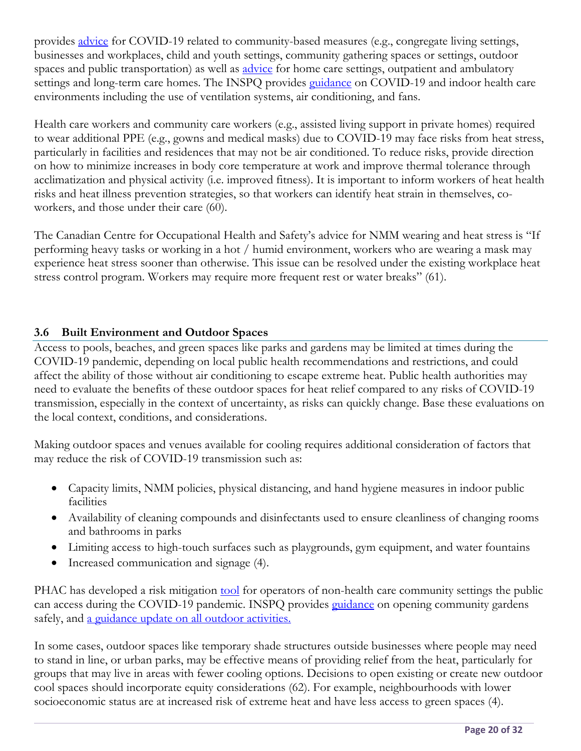provides advice for COVID-19 related to community-based measures (e.g., congregate living settings, businesses and workplaces, child and youth settings, community gathering spaces or settings, outdoor spaces and public transportation) as well as advice for home care settings, outpatient and ambulatory settings and long-term care homes. The INSPQ provides guidance on COVID-19 and indoor health care environments including the use of ventilation systems, air conditioning, and fans.

Health care workers and community care workers (e.g., assisted living support in private homes) required to wear additional PPE (e.g., gowns and medical masks) due to COVID-19 may face risks from heat stress, particularly in facilities and residences that may not be air conditioned. To reduce risks, provide direction on how to minimize increases in body core temperature at work and improve thermal tolerance through acclimatization and physical activity (i.e. improved fitness). It is important to inform workers of heat health risks and heat illness prevention strategies, so that workers can identify heat strain in themselves, co-workers, and those under their care (60).

The Canadian Centre for Occupational Health and Safety's advice for NMM wearing and heat stress is "If performing heavy tasks or working in a hot / humid environment, workers who are wearing a mask may experience heat stress sooner than otherwise. This issue can be resolved under the existing workplace heat stress control program. Workers may require more frequent rest or water breaks" (61).

### 3.6 Built Environment and Outdoor Spaces

Access to pools, beaches, and green spaces like parks and gardens may be limited at times during the COVID-19 pandemic, depending on local public health recommendations and restrictions, and could affect the ability of those without air conditioning to escape extreme heat. Public health authorities may need to evaluate the benefits of these outdoor spaces for heat relief compared to any risks of COVID-19 transmission, especially in the context of uncertainty, as risks can quickly change. Base these evaluations on the local context, conditions, and considerations.

Making outdoor spaces and venues available for cooling requires additional consideration of factors that may reduce the risk of COVID-19 transmission such as:

- Capacity limits, NMM policies, physical distancing, and hand hygiene measures in indoor public facilities
- Availability of cleaning compounds and disinfectants used to ensure cleanliness of changing rooms and bathrooms in parks
- Limiting access to high-touch surfaces such as playgrounds, gym equipment, and water fountains
- Increased communication and signage (4).

PHAC has developed a risk mitigation tool for operators of non-health care community settings the public can access during the COVID-19 pandemic. INSPQ provides guidance on opening community gardens safely, and a guidance update on all outdoor activities.

In some cases, outdoor spaces like temporary shade structures outside businesses where people may need to stand in line, or urban parks, may be effective means of providing relief from the heat, particularly for groups that may live in areas with fewer cooling options. Decisions to open existing or create new outdoor cool spaces should incorporate equity considerations (62). For example, neighbourhoods with lower socioeconomic status are at increased risk of extreme heat and have less access to green spaces (4).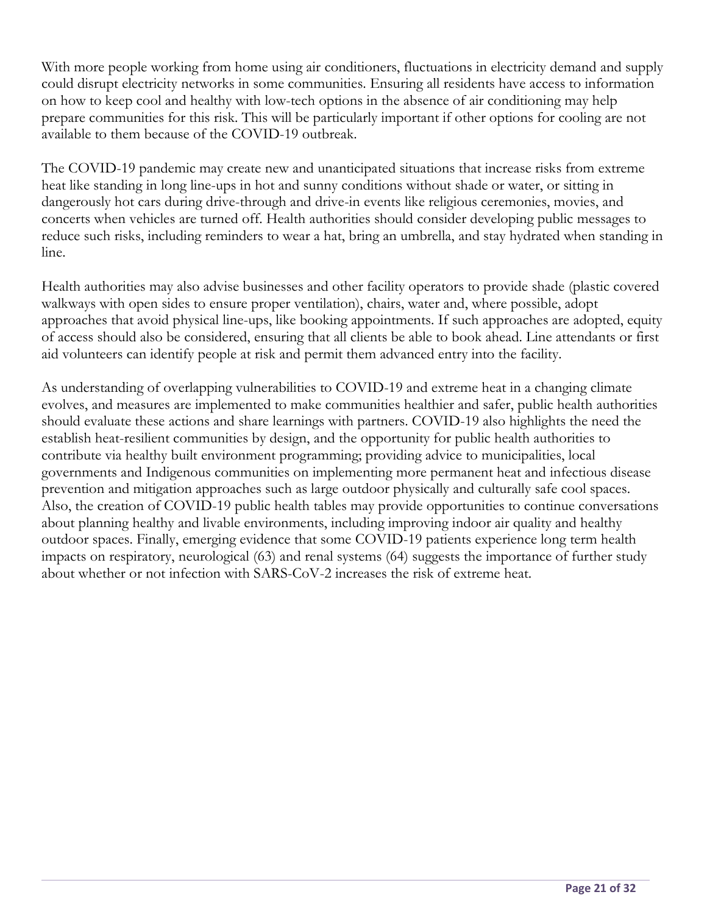With more people working from home using air conditioners, fluctuations in electricity demand and supply could disrupt electricity networks in some communities. Ensuring all residents have access to information on how to keep cool and healthy with low-tech options in the absence of air conditioning may help prepare communities for this risk. This will be particularly important if other options for cooling are not available to them because of the COVID-19 outbreak.

The COVID-19 pandemic may create new and unanticipated situations that increase risks from extreme heat like standing in long line-ups in hot and sunny conditions without shade or water, or sitting in dangerously hot cars during drive-through and drive-in events like religious ceremonies, movies, and concerts when vehicles are turned off. Health authorities should consider developing public messages to reduce such risks, including reminders to wear a hat, bring an umbrella, and stay hydrated when standing in line.

Health authorities may also advise businesses and other facility operators to provide shade (plastic covered walkways with open sides to ensure proper ventilation), chairs, water and, where possible, adopt approaches that avoid physical line-ups, like booking appointments. If such approaches are adopted, equity of access should also be considered, ensuring that all clients be able to book ahead. Line attendants or first aid volunteers can identify people at risk and permit them advanced entry into the facility.

As understanding of overlapping vulnerabilities to COVID-19 and extreme heat in a changing climate evolves, and measures are implemented to make communities healthier and safer, public health authorities should evaluate these actions and share learnings with partners. COVID-19 also highlights the need the establish heat-resilient communities by design, and the opportunity for public health authorities to contribute via healthy built environment programming; providing advice to municipalities, local governments and Indigenous communities on implementing more permanent heat and infectious disease prevention and mitigation approaches such as large outdoor physically and culturally safe cool spaces. Also, the creation of COVID-19 public health tables may provide opportunities to continue conversations about planning healthy and livable environments, including improving indoor air quality and healthy outdoor spaces. Finally, emerging evidence that some COVID-19 patients experience long term health impacts on respiratory, neurological (63) and renal systems (64) suggests the importance of further study about whether or not infection with SARS-CoV-2 increases the risk of extreme heat.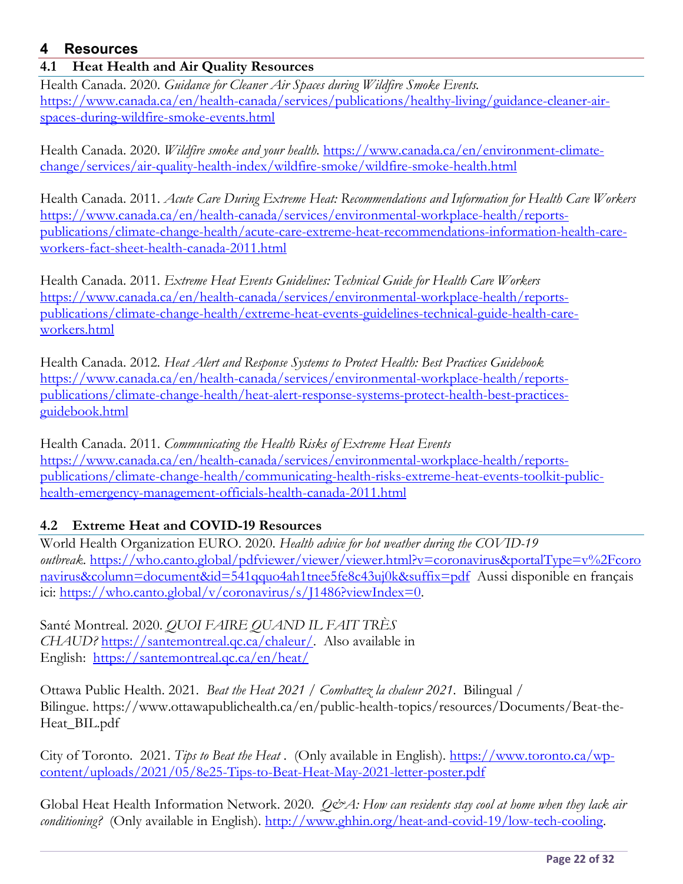# 4 Resources

## 4.1 Heat Health and Air Quality Resources

Health Canada. 2020. *Guidance for Cleaner Air Spaces during Wildfire Smoke Events.* https://www.canada.ca/en/health-canada/services/publications/healthy-living/guidance-cleaner-air-spaces-during-wildfire-smoke-events.html

Health Canada. 2020. *Wildfire smoke and your health.* https://www.canada.ca/en/environment-climate-change/services/air-quality-health-index/wildfire-smoke/wildfire-smoke-health.html

Health Canada. 2011. *Acute Care During Extreme Heat: Recommendations and Information for Health Care Workers* https://www.canada.ca/en/health-canada/services/environmental-workplace-health/reports-publications/climate-change-health/acute-care-extreme-heat-recommendations-information-health-care-workers-fact-sheet-health-canada-2011.html

Health Canada. 2011. *Extreme Heat Events Guidelines: Technical Guide for Health Care Workers* https://www.canada.ca/en/health-canada/services/environmental-workplace-health/reports-publications/climate-change-health/extreme-heat-events-guidelines-technical-guide-health-care-workers.html

Health Canada. 2012. *Heat Alert and Response Systems to Protect Health: Best Practices Guidebook* https://www.canada.ca/en/health-canada/services/environmental-workplace-health/reports-publications/climate-change-health/heat-alert-response-systems-protect-health-best-practices-guidebook.html

Health Canada. 2011. *Communicating the Health Risks of Extreme Heat Events* https://www.canada.ca/en/health-canada/services/environmental-workplace-health/reports-publications/climate-change-health/communicating-health-risks-extreme-heat-events-toolkit-public-health-emergency-management-officials-health-canada-2011.html

## 4.2 Extreme Heat and COVID-19 Resources

World Health Organization EURO. 2020. *Health advice for hot weather during the COVID-19 outbreak.* https://who.canto.global/pdfviewer/viewer/viewer.html?v=coronavirus&portalType=v%2Fcoronavirus&column=document&id=541qquo4ah1tnee5fe8c43uj0k&suffix=pdf Aussi disponible en français ici: https://who.canto.global/v/coronavirus/s/J1486?viewIndex=0.

Santé Montreal. 2020. *QUOI FAIRE QUAND IL FAIT TRÈS CHAUD?* https://santemontreal.qc.ca/chaleur/. Also available in English: https://santemontreal.qc.ca/en/heat/

Ottawa Public Health. 2021. *Beat the Heat 2021* / *Combattez la chaleur 2021.* Bilingual / Bilingue. https://www.ottawapublichealth.ca/en/public-health-topics/resources/Documents/Beat-the-Heat_BIL.pdf

City of Toronto. 2021. *Tips to Beat the Heat* . (Only available in English). https://www.toronto.ca/wp-content/uploads/2021/05/8e25-Tips-to-Beat-Heat-May-2021-letter-poster.pdf

Global Heat Health Information Network. 2020. *Q&A: How can residents stay cool at home when they lack air conditioning?* (Only available in English). http://www.ghhin.org/heat-and-covid-19/low-tech-cooling.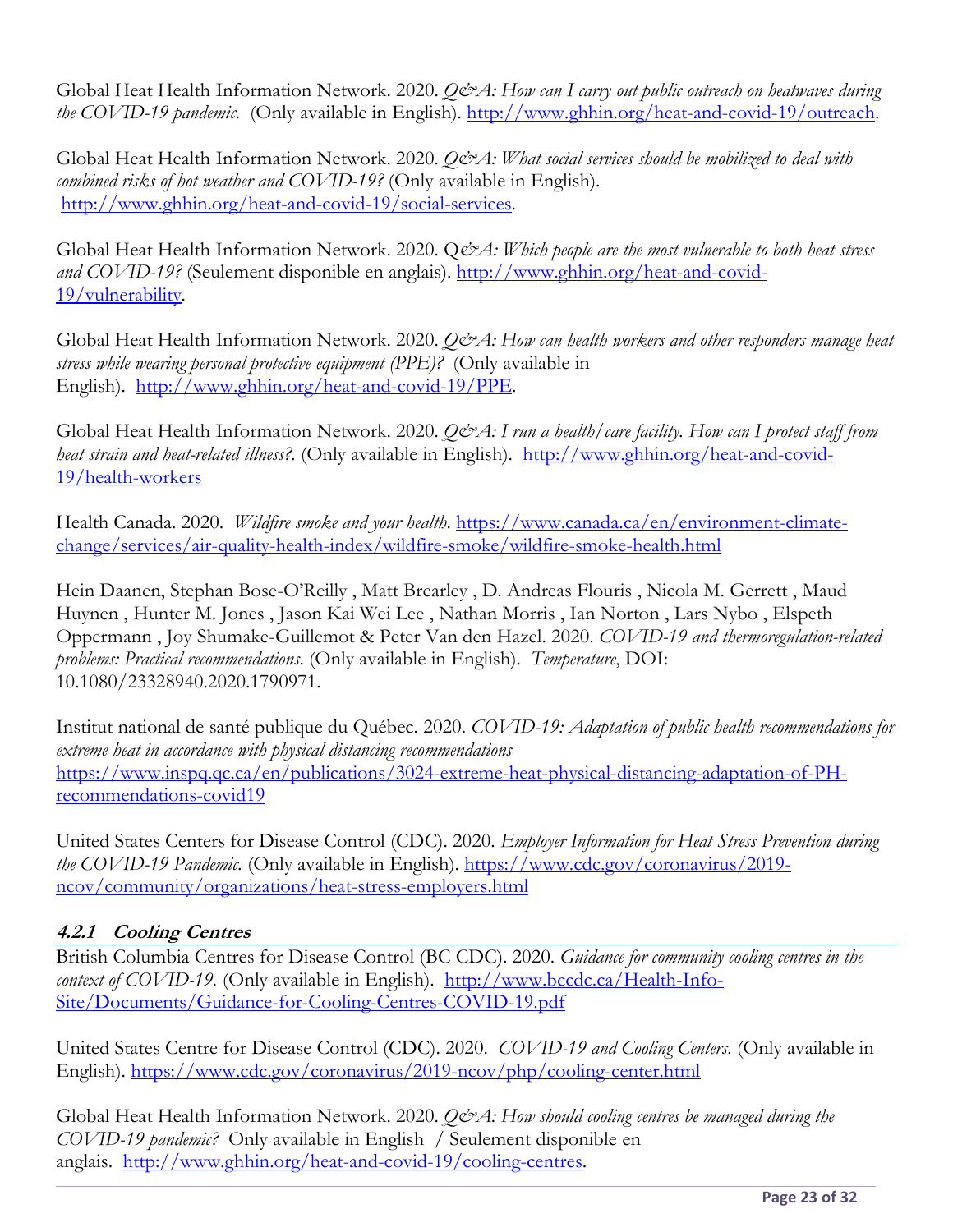Global Heat Health Information Network. 2020. *Q&A: How can I carry out public outreach on heatwaves during the COVID-19 pandemic.* (Only available in English). http://www.ghhin.org/heat-and-covid-19/outreach.

Global Heat Health Information Network. 2020. *Q&A: What social services should be mobilized to deal with combined risks of hot weather and COVID-19?* (Only available in English). http://www.ghhin.org/heat-and-covid-19/social-services.

Global Heat Health Information Network. 2020. Q*&A: Which people are the most vulnerable to both heat stress and COVID-19?* (Seulement disponible en anglais). http://www.ghhin.org/heat-and-covid-19/vulnerability.

Global Heat Health Information Network. 2020. *Q&A: How can health workers and other responders manage heat stress while wearing personal protective equipment (PPE)?* (Only available in English). http://www.ghhin.org/heat-and-covid-19/PPE.

Global Heat Health Information Network. 2020. *Q&A: I run a health/care facility. How can I protect staff from heat strain and heat-related illness?.* (Only available in English). http://www.ghhin.org/heat-and-covid-19/health-workers

Health Canada. 2020. *Wildfire smoke and your health.* https://www.canada.ca/en/environment-climate-change/services/air-quality-health-index/wildfire-smoke/wildfire-smoke-health.html

Hein Daanen, Stephan Bose-O'Reilly , Matt Brearley , D. Andreas Flouris , Nicola M. Gerrett , Maud Huynen , Hunter M. Jones , Jason Kai Wei Lee , Nathan Morris , Ian Norton , Lars Nybo , Elspeth Oppermann , Joy Shumake-Guillemot & Peter Van den Hazel. 2020. *COVID-19 and thermoregulation-related problems: Practical recommendations.* (Only available in English). *Temperature*, DOI: 10.1080/23328940.2020.1790971.

Institut national de santé publique du Québec. 2020. *COVID-19: Adaptation of public health recommendations for extreme heat in accordance with physical distancing recommendations* https://www.inspq.qc.ca/en/publications/3024-extreme-heat-physical-distancing-adaptation-of-PH-recommendations-covid19

United States Centers for Disease Control (CDC). 2020. *Employer Information for Heat Stress Prevention during the COVID-19 Pandemic.* (Only available in English). https://www.cdc.gov/coronavirus/2019-ncov/community/organizations/heat-stress-employers.html

### 4.2.1 Cooling Centres

British Columbia Centres for Disease Control (BC CDC). 2020. *Guidance for community cooling centres in the context of COVID-19.* (Only available in English). http://www.bccdc.ca/Health-Info-Site/Documents/Guidance-for-Cooling-Centres-COVID-19.pdf

United States Centre for Disease Control (CDC). 2020. *COVID-19 and Cooling Centers.* (Only available in English). https://www.cdc.gov/coronavirus/2019-ncov/php/cooling-center.html

Global Heat Health Information Network. 2020. *Q&A: How should cooling centres be managed during the COVID-19 pandemic?* Only available in English / Seulement disponible en anglais. http://www.ghhin.org/heat-and-covid-19/cooling-centres.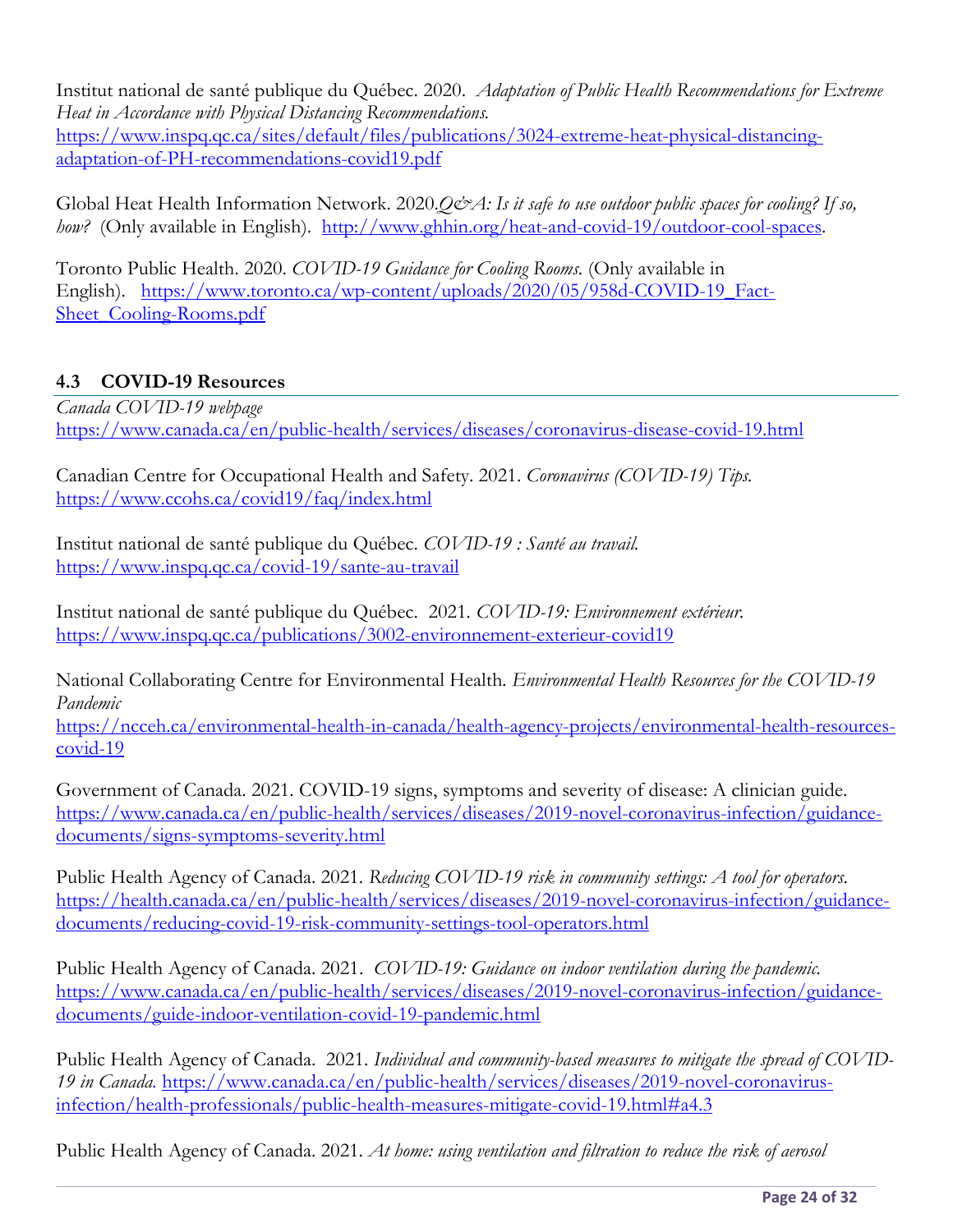Institut national de santé publique du Québec. 2020. *Adaptation of Public Health Recommendations for Extreme Heat in Accordance with Physical Distancing Recommendations.* https://www.inspq.qc.ca/sites/default/files/publications/3024-extreme-heat-physical-distancing-adaptation-of-PH-recommendations-covid19.pdf

Global Heat Health Information Network. 2020.*Q&A: Is it safe to use outdoor public spaces for cooling? If so, how?* (Only available in English). http://www.ghhin.org/heat-and-covid-19/outdoor-cool-spaces.

Toronto Public Health. 2020. *COVID-19 Guidance for Cooling Rooms.* (Only available in English). https://www.toronto.ca/wp-content/uploads/2020/05/958d-COVID-19_Fact-Sheet_Cooling-Rooms.pdf

## 4.3 COVID-19 Resources

*Canada COVID-19 webpage*
https://www.canada.ca/en/public-health/services/diseases/coronavirus-disease-covid-19.html

Canadian Centre for Occupational Health and Safety. 2021. *Coronavirus (COVID-19) Tips.* https://www.ccohs.ca/covid19/faq/index.html

Institut national de santé publique du Québec. *COVID-19 : Santé au travail.* https://www.inspq.qc.ca/covid-19/sante-au-travail

Institut national de santé publique du Québec. 2021. *COVID-19: Environnement extérieur.* https://www.inspq.qc.ca/publications/3002-environnement-exterieur-covid19

National Collaborating Centre for Environmental Health. *Environmental Health Resources for the COVID-19 Pandemic*
https://ncceh.ca/environmental-health-in-canada/health-agency-projects/environmental-health-resources-covid-19

Government of Canada. 2021. COVID-19 signs, symptoms and severity of disease: A clinician guide. https://www.canada.ca/en/public-health/services/diseases/2019-novel-coronavirus-infection/guidance-documents/signs-symptoms-severity.html

Public Health Agency of Canada. 2021. *Reducing COVID-19 risk in community settings: A tool for operators.* https://health.canada.ca/en/public-health/services/diseases/2019-novel-coronavirus-infection/guidance-documents/reducing-covid-19-risk-community-settings-tool-operators.html

Public Health Agency of Canada. 2021. *COVID-19: Guidance on indoor ventilation during the pandemic.* https://www.canada.ca/en/public-health/services/diseases/2019-novel-coronavirus-infection/guidance-documents/guide-indoor-ventilation-covid-19-pandemic.html

Public Health Agency of Canada. 2021. *Individual and community-based measures to mitigate the spread of COVID-19 in Canada.* https://www.canada.ca/en/public-health/services/diseases/2019-novel-coronavirus-infection/health-professionals/public-health-measures-mitigate-covid-19.html#a4.3

Public Health Agency of Canada. 2021. *At home: using ventilation and filtration to reduce the risk of aerosol*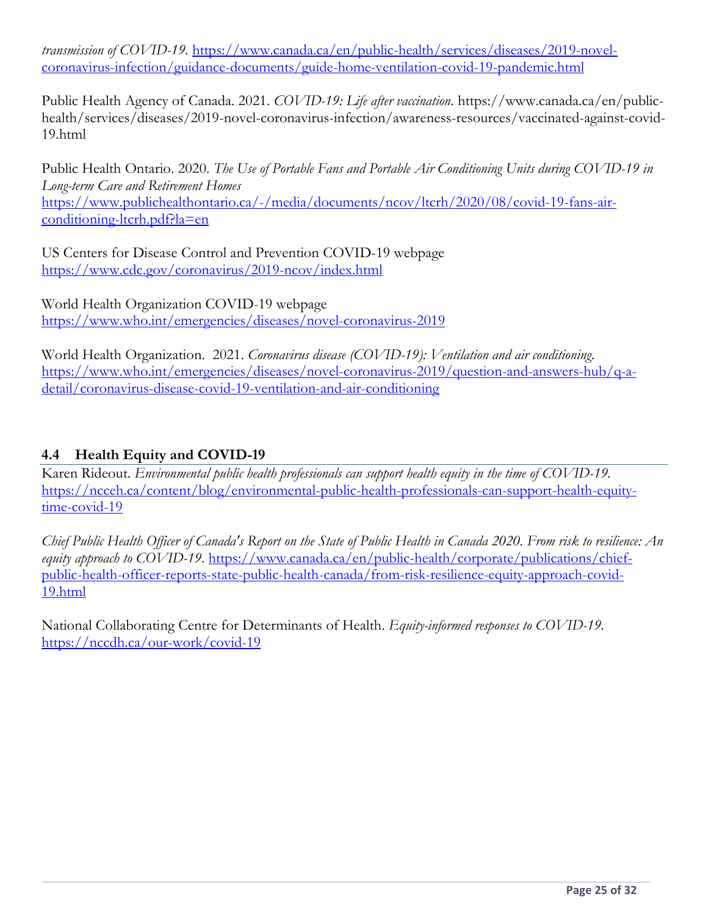*transmission of COVID-19.* https://www.canada.ca/en/public-health/services/diseases/2019-novel-coronavirus-infection/guidance-documents/guide-home-ventilation-covid-19-pandemic.html

Public Health Agency of Canada. 2021. *COVID-19: Life after vaccination.* https://www.canada.ca/en/public-health/services/diseases/2019-novel-coronavirus-infection/awareness-resources/vaccinated-against-covid-19.html

Public Health Ontario. 2020. *The Use of Portable Fans and Portable Air Conditioning Units during COVID-19 in Long-term Care and Retirement Homes* https://www.publichealthontario.ca/-/media/documents/ncov/ltcrh/2020/08/covid-19-fans-air-conditioning-ltcrh.pdf?la=en

US Centers for Disease Control and Prevention COVID-19 webpage https://www.cdc.gov/coronavirus/2019-ncov/index.html

World Health Organization COVID-19 webpage https://www.who.int/emergencies/diseases/novel-coronavirus-2019

World Health Organization. 2021. *Coronavirus disease (COVID-19): Ventilation and air conditioning.* https://www.who.int/emergencies/diseases/novel-coronavirus-2019/question-and-answers-hub/q-a-detail/coronavirus-disease-covid-19-ventilation-and-air-conditioning

### 4.4 Health Equity and COVID-19

Karen Rideout. *Environmental public health professionals can support health equity in the time of COVID-19.* https://ncceh.ca/content/blog/environmental-public-health-professionals-can-support-health-equity-time-covid-19

*Chief Public Health Officer of Canada's Report on the State of Public Health in Canada 2020. From risk to resilience: An equity approach to COVID-19*. https://www.canada.ca/en/public-health/corporate/publications/chief-public-health-officer-reports-state-public-health-canada/from-risk-resilience-equity-approach-covid-19.html

National Collaborating Centre for Determinants of Health. *Equity-informed responses to COVID-19.* https://nccdh.ca/our-work/covid-19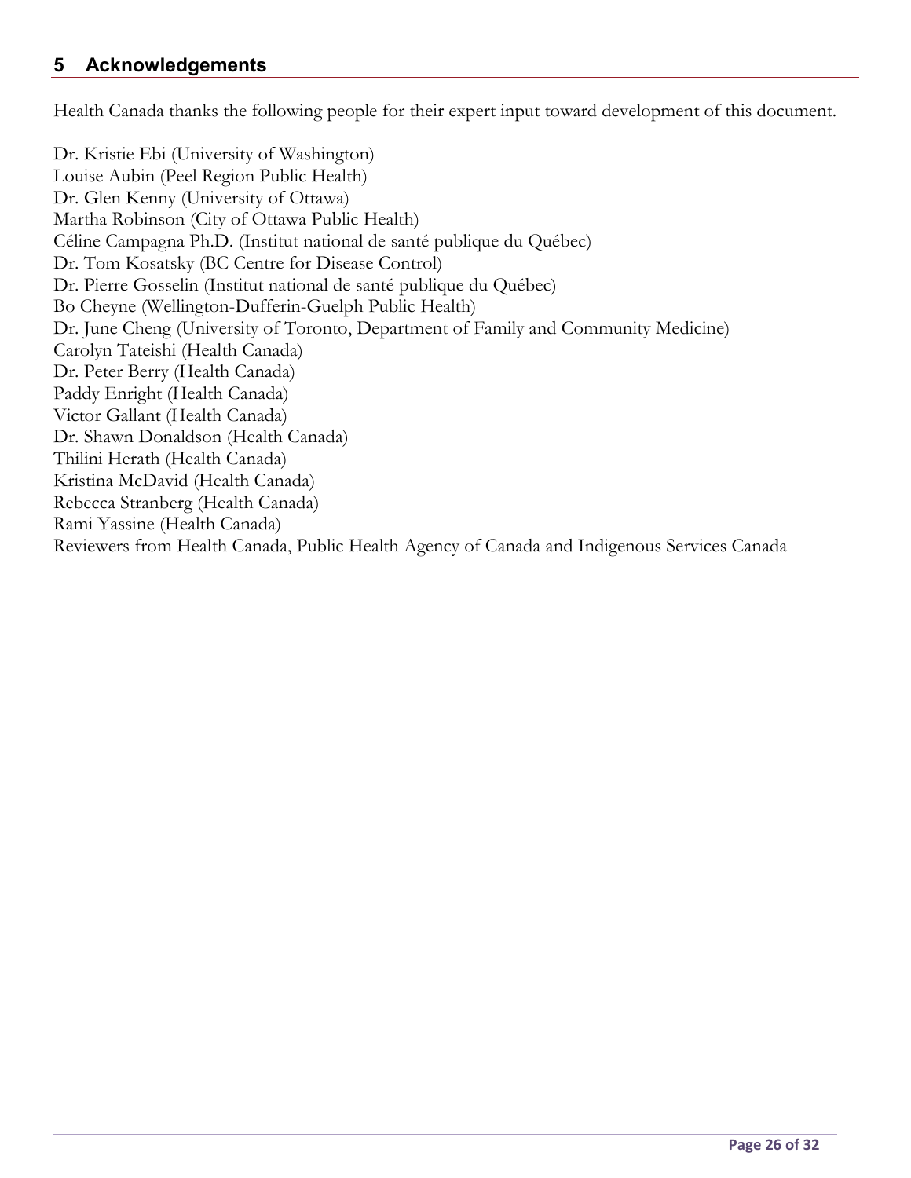## 5 Acknowledgements

Health Canada thanks the following people for their expert input toward development of this document.

Dr. Kristie Ebi (University of Washington)
Louise Aubin (Peel Region Public Health)
Dr. Glen Kenny (University of Ottawa)
Martha Robinson (City of Ottawa Public Health)
Céline Campagna Ph.D. (Institut national de santé publique du Québec)
Dr. Tom Kosatsky (BC Centre for Disease Control)
Dr. Pierre Gosselin (Institut national de santé publique du Québec)
Bo Cheyne (Wellington-Dufferin-Guelph Public Health)
Dr. June Cheng (University of Toronto, Department of Family and Community Medicine)
Carolyn Tateishi (Health Canada)
Dr. Peter Berry (Health Canada)
Paddy Enright (Health Canada)
Victor Gallant (Health Canada)
Dr. Shawn Donaldson (Health Canada)
Thilini Herath (Health Canada)
Kristina McDavid (Health Canada)
Rebecca Stranberg (Health Canada)
Rami Yassine (Health Canada)
Reviewers from Health Canada, Public Health Agency of Canada and Indigenous Services Canada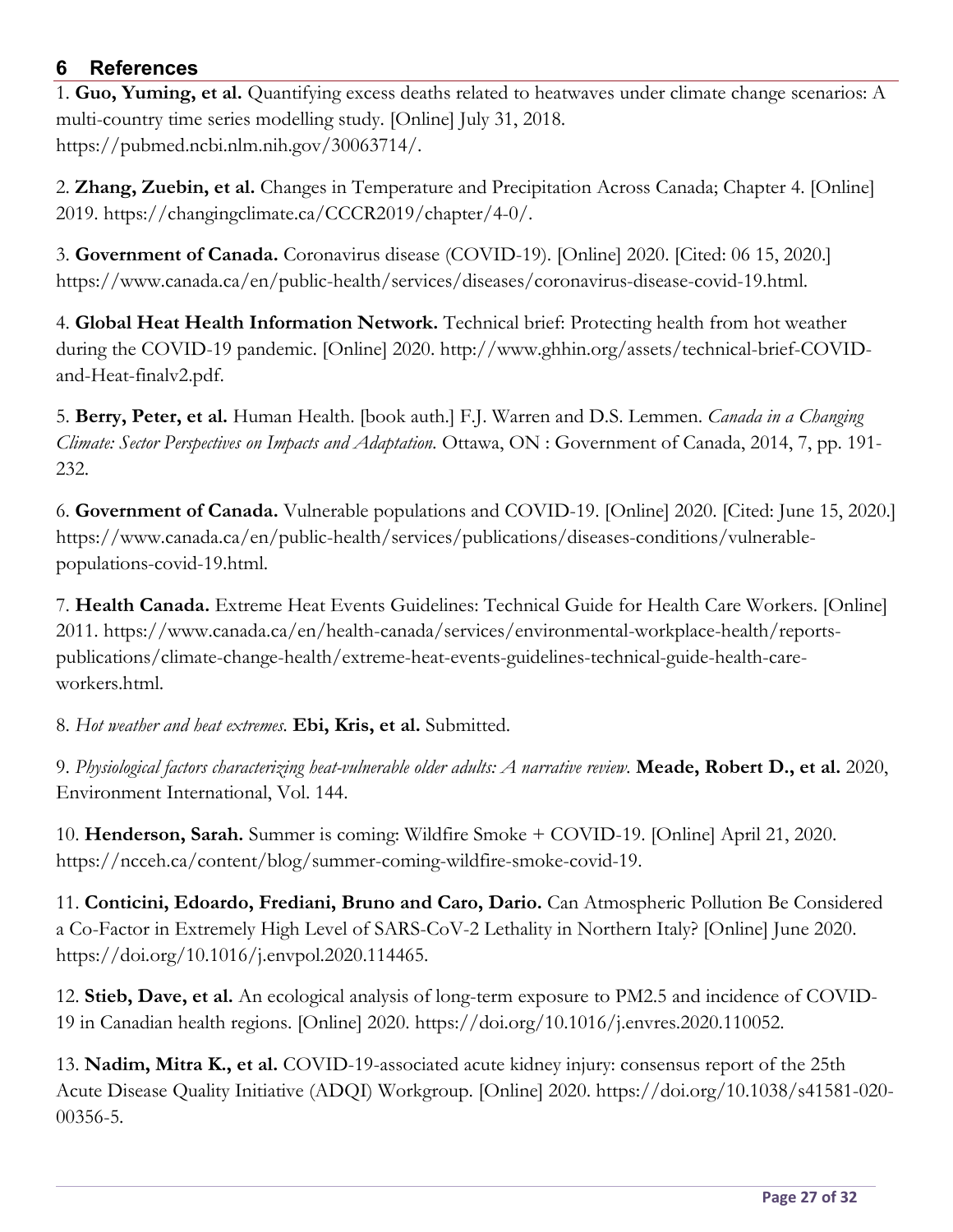## 6 References

1. **Guo, Yuming, et al.** Quantifying excess deaths related to heatwaves under climate change scenarios: A multi-country time series modelling study. [Online] July 31, 2018. https://pubmed.ncbi.nlm.nih.gov/30063714/.

2. **Zhang, Zuebin, et al.** Changes in Temperature and Precipitation Across Canada; Chapter 4. [Online] 2019. https://changingclimate.ca/CCCR2019/chapter/4-0/.

3. **Government of Canada.** Coronavirus disease (COVID-19). [Online] 2020. [Cited: 06 15, 2020.] https://www.canada.ca/en/public-health/services/diseases/coronavirus-disease-covid-19.html.

4. **Global Heat Health Information Network.** Technical brief: Protecting health from hot weather during the COVID-19 pandemic. [Online] 2020. http://www.ghhin.org/assets/technical-brief-COVID-and-Heat-finalv2.pdf.

5. **Berry, Peter, et al.** Human Health. [book auth.] F.J. Warren and D.S. Lemmen. *Canada in a Changing Climate: Sector Perspectives on Impacts and Adaptation.* Ottawa, ON : Government of Canada, 2014, 7, pp. 191-232.

6. **Government of Canada.** Vulnerable populations and COVID-19. [Online] 2020. [Cited: June 15, 2020.] https://www.canada.ca/en/public-health/services/publications/diseases-conditions/vulnerable-populations-covid-19.html.

7. **Health Canada.** Extreme Heat Events Guidelines: Technical Guide for Health Care Workers. [Online] 2011. https://www.canada.ca/en/health-canada/services/environmental-workplace-health/reports-publications/climate-change-health/extreme-heat-events-guidelines-technical-guide-health-care-workers.html.

8. *Hot weather and heat extremes.* **Ebi, Kris, et al.** Submitted.

9. *Physiological factors characterizing heat-vulnerable older adults: A narrative review.* **Meade, Robert D., et al.** 2020, Environment International, Vol. 144.

10. **Henderson, Sarah.** Summer is coming: Wildfire Smoke + COVID-19. [Online] April 21, 2020. https://ncceh.ca/content/blog/summer-coming-wildfire-smoke-covid-19.

11. **Conticini, Edoardo, Frediani, Bruno and Caro, Dario.** Can Atmospheric Pollution Be Considered a Co-Factor in Extremely High Level of SARS-CoV-2 Lethality in Northern Italy? [Online] June 2020. https://doi.org/10.1016/j.envpol.2020.114465.

12. **Stieb, Dave, et al.** An ecological analysis of long-term exposure to PM2.5 and incidence of COVID-19 in Canadian health regions. [Online] 2020. https://doi.org/10.1016/j.envres.2020.110052.

13. **Nadim, Mitra K., et al.** COVID-19-associated acute kidney injury: consensus report of the 25th Acute Disease Quality Initiative (ADQI) Workgroup. [Online] 2020. https://doi.org/10.1038/s41581-020-00356-5.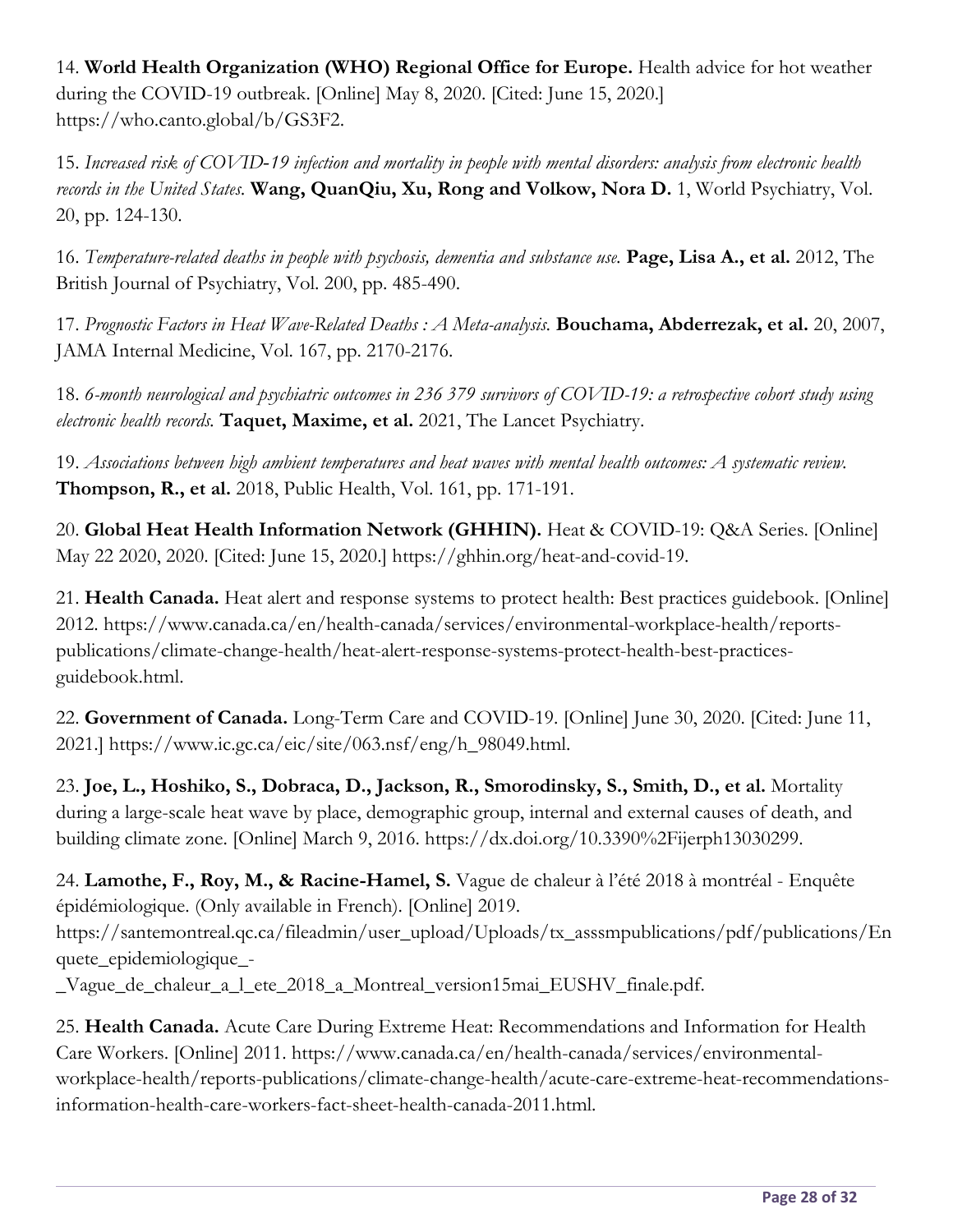14. **World Health Organization (WHO) Regional Office for Europe.** Health advice for hot weather during the COVID-19 outbreak. [Online] May 8, 2020. [Cited: June 15, 2020.] https://who.canto.global/b/GS3F2.

15. *Increased risk of COVID-19 infection and mortality in people with mental disorders: analysis from electronic health records in the United States.* **Wang, QuanQiu, Xu, Rong and Volkow, Nora D.** 1, World Psychiatry, Vol. 20, pp. 124-130.

16. *Temperature-related deaths in people with psychosis, dementia and substance use.* **Page, Lisa A., et al.** 2012, The British Journal of Psychiatry, Vol. 200, pp. 485-490.

17. *Prognostic Factors in Heat Wave-Related Deaths : A Meta-analysis.* **Bouchama, Abderrezak, et al.** 20, 2007, JAMA Internal Medicine, Vol. 167, pp. 2170-2176.

18. *6-month neurological and psychiatric outcomes in 236 379 survivors of COVID-19: a retrospective cohort study using electronic health records.* **Taquet, Maxime, et al.** 2021, The Lancet Psychiatry.

19. *Associations between high ambient temperatures and heat waves with mental health outcomes: A systematic review.* **Thompson, R., et al.** 2018, Public Health, Vol. 161, pp. 171-191.

20. **Global Heat Health Information Network (GHHIN).** Heat & COVID-19: Q&A Series. [Online] May 22 2020, 2020. [Cited: June 15, 2020.] https://ghhin.org/heat-and-covid-19.

21. **Health Canada.** Heat alert and response systems to protect health: Best practices guidebook. [Online] 2012. https://www.canada.ca/en/health-canada/services/environmental-workplace-health/reports-publications/climate-change-health/heat-alert-response-systems-protect-health-best-practices-guidebook.html.

22. **Government of Canada.** Long-Term Care and COVID-19. [Online] June 30, 2020. [Cited: June 11, 2021.] https://www.ic.gc.ca/eic/site/063.nsf/eng/h_98049.html.

23. **Joe, L., Hoshiko, S., Dobraca, D., Jackson, R., Smorodinsky, S., Smith, D., et al.** Mortality during a large-scale heat wave by place, demographic group, internal and external causes of death, and building climate zone. [Online] March 9, 2016. https://dx.doi.org/10.3390%2Fijerph13030299.

24. **Lamothe, F., Roy, M., & Racine-Hamel, S.** Vague de chaleur à l'été 2018 à montréal - Enquête épidémiologique. (Only available in French). [Online] 2019. https://santemontreal.qc.ca/fileadmin/user_upload/Uploads/tx_asssmpublications/pdf/publications/Enquete_epidemiologique_-_Vague_de_chaleur_a_l_ete_2018_a_Montreal_version15mai_EUSHV_finale.pdf.

25. **Health Canada.** Acute Care During Extreme Heat: Recommendations and Information for Health Care Workers. [Online] 2011. https://www.canada.ca/en/health-canada/services/environmental-workplace-health/reports-publications/climate-change-health/acute-care-extreme-heat-recommendations-information-health-care-workers-fact-sheet-health-canada-2011.html.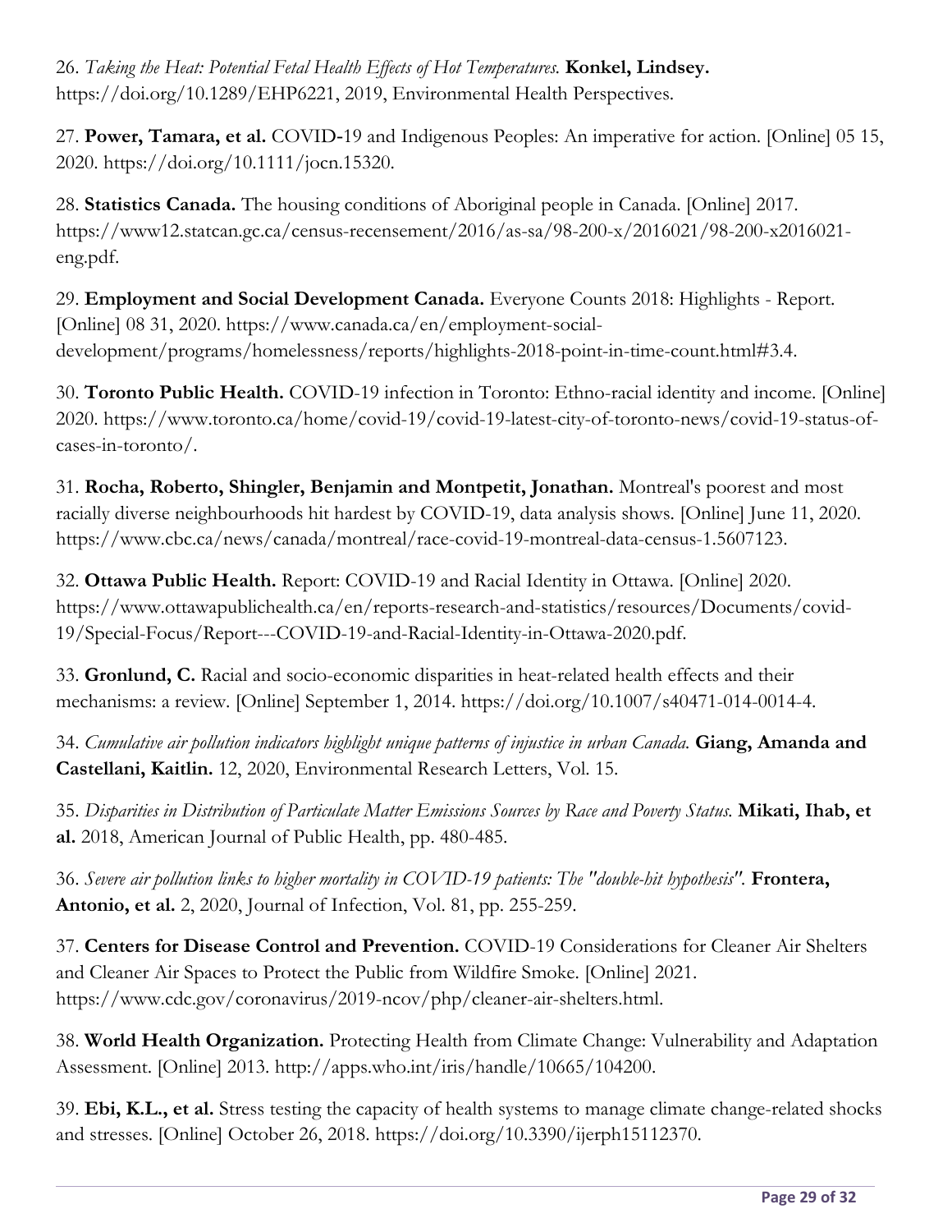26. *Taking the Heat: Potential Fetal Health Effects of Hot Temperatures.* **Konkel, Lindsey.** https://doi.org/10.1289/EHP6221, 2019, Environmental Health Perspectives.

27. **Power, Tamara, et al.** COVID-19 and Indigenous Peoples: An imperative for action. [Online] 05 15, 2020. https://doi.org/10.1111/jocn.15320.

28. **Statistics Canada.** The housing conditions of Aboriginal people in Canada. [Online] 2017. https://www12.statcan.gc.ca/census-recensement/2016/as-sa/98-200-x/2016021/98-200-x2016021-eng.pdf.

29. **Employment and Social Development Canada.** Everyone Counts 2018: Highlights - Report. [Online] 08 31, 2020. https://www.canada.ca/en/employment-social-development/programs/homelessness/reports/highlights-2018-point-in-time-count.html#3.4.

30. **Toronto Public Health.** COVID-19 infection in Toronto: Ethno-racial identity and income. [Online] 2020. https://www.toronto.ca/home/covid-19/covid-19-latest-city-of-toronto-news/covid-19-status-of-cases-in-toronto/.

31. **Rocha, Roberto, Shingler, Benjamin and Montpetit, Jonathan.** Montreal's poorest and most racially diverse neighbourhoods hit hardest by COVID-19, data analysis shows. [Online] June 11, 2020. https://www.cbc.ca/news/canada/montreal/race-covid-19-montreal-data-census-1.5607123.

32. **Ottawa Public Health.** Report: COVID-19 and Racial Identity in Ottawa. [Online] 2020. https://www.ottawapublichealth.ca/en/reports-research-and-statistics/resources/Documents/covid-19/Special-Focus/Report---COVID-19-and-Racial-Identity-in-Ottawa-2020.pdf.

33. **Gronlund, C.** Racial and socio-economic disparities in heat-related health effects and their mechanisms: a review. [Online] September 1, 2014. https://doi.org/10.1007/s40471-014-0014-4.

34. *Cumulative air pollution indicators highlight unique patterns of injustice in urban Canada.* **Giang, Amanda and Castellani, Kaitlin.** 12, 2020, Environmental Research Letters, Vol. 15.

35. *Disparities in Distribution of Particulate Matter Emissions Sources by Race and Poverty Status.* **Mikati, Ihab, et al.** 2018, American Journal of Public Health, pp. 480-485.

36. *Severe air pollution links to higher mortality in COVID-19 patients: The "double-hit hypothesis".* **Frontera, Antonio, et al.** 2, 2020, Journal of Infection, Vol. 81, pp. 255-259.

37. **Centers for Disease Control and Prevention.** COVID-19 Considerations for Cleaner Air Shelters and Cleaner Air Spaces to Protect the Public from Wildfire Smoke. [Online] 2021. https://www.cdc.gov/coronavirus/2019-ncov/php/cleaner-air-shelters.html.

38. **World Health Organization.** Protecting Health from Climate Change: Vulnerability and Adaptation Assessment. [Online] 2013. http://apps.who.int/iris/handle/10665/104200.

39. **Ebi, K.L., et al.** Stress testing the capacity of health systems to manage climate change-related shocks and stresses. [Online] October 26, 2018. https://doi.org/10.3390/ijerph15112370.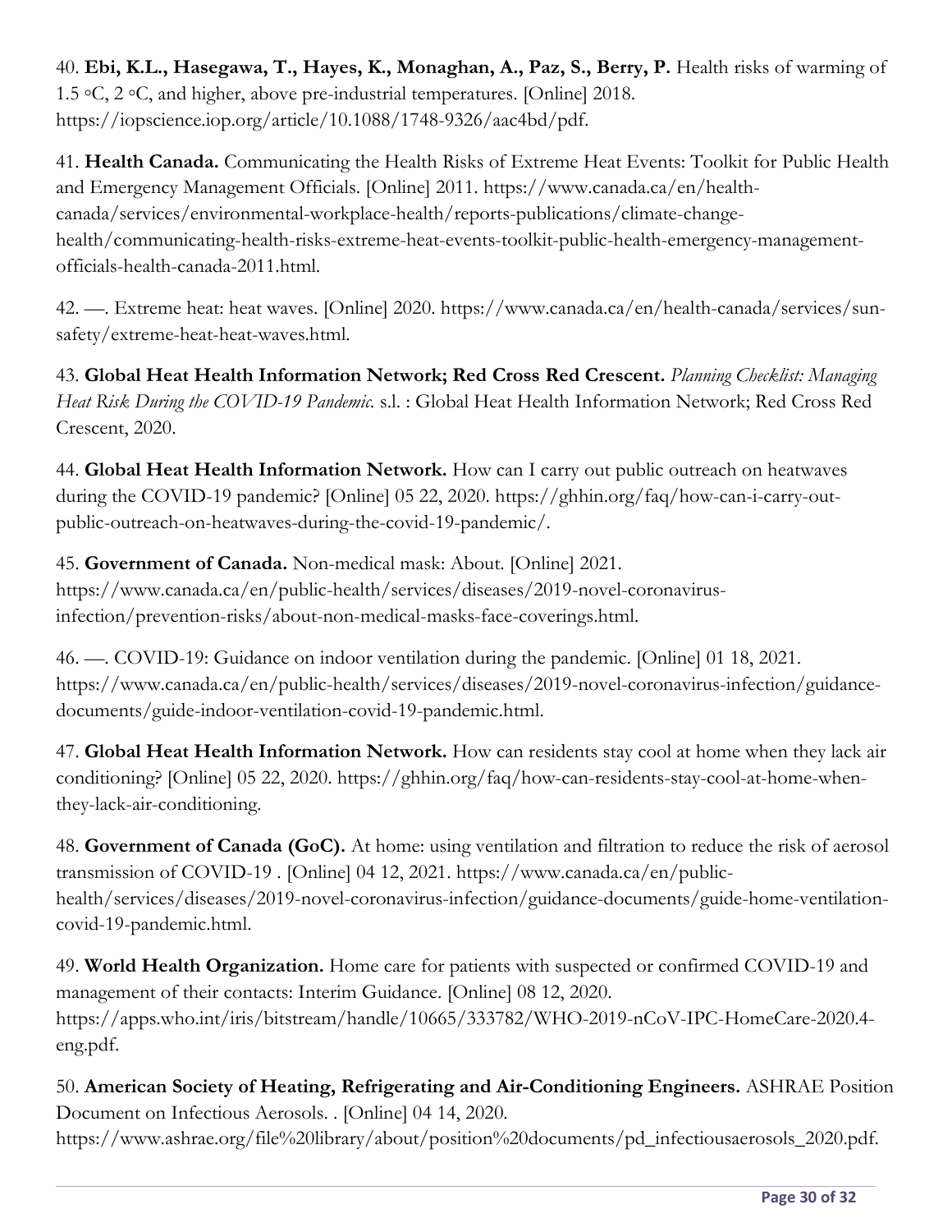40. **Ebi, K.L., Hasegawa, T., Hayes, K., Monaghan, A., Paz, S., Berry, P.** Health risks of warming of 1.5 ◦C, 2 ◦C, and higher, above pre-industrial temperatures. [Online] 2018. https://iopscience.iop.org/article/10.1088/1748-9326/aac4bd/pdf.

41. **Health Canada.** Communicating the Health Risks of Extreme Heat Events: Toolkit for Public Health and Emergency Management Officials. [Online] 2011. https://www.canada.ca/en/health-canada/services/environmental-workplace-health/reports-publications/climate-change-health/communicating-health-risks-extreme-heat-events-toolkit-public-health-emergency-management-officials-health-canada-2011.html.

42. —. Extreme heat: heat waves. [Online] 2020. https://www.canada.ca/en/health-canada/services/sun-safety/extreme-heat-heat-waves.html.

43. **Global Heat Health Information Network; Red Cross Red Crescent.** *Planning Checklist: Managing Heat Risk During the COVID-19 Pandemic.* s.l. : Global Heat Health Information Network; Red Cross Red Crescent, 2020.

44. **Global Heat Health Information Network.** How can I carry out public outreach on heatwaves during the COVID-19 pandemic? [Online] 05 22, 2020. https://ghhin.org/faq/how-can-i-carry-out-public-outreach-on-heatwaves-during-the-covid-19-pandemic/.

45. **Government of Canada.** Non-medical mask: About. [Online] 2021. https://www.canada.ca/en/public-health/services/diseases/2019-novel-coronavirus-infection/prevention-risks/about-non-medical-masks-face-coverings.html.

46. —. COVID-19: Guidance on indoor ventilation during the pandemic. [Online] 01 18, 2021. https://www.canada.ca/en/public-health/services/diseases/2019-novel-coronavirus-infection/guidance-documents/guide-indoor-ventilation-covid-19-pandemic.html.

47. **Global Heat Health Information Network.** How can residents stay cool at home when they lack air conditioning? [Online] 05 22, 2020. https://ghhin.org/faq/how-can-residents-stay-cool-at-home-when-they-lack-air-conditioning.

48. **Government of Canada (GoC).** At home: using ventilation and filtration to reduce the risk of aerosol transmission of COVID-19 . [Online] 04 12, 2021. https://www.canada.ca/en/public-health/services/diseases/2019-novel-coronavirus-infection/guidance-documents/guide-home-ventilation-covid-19-pandemic.html.

49. **World Health Organization.** Home care for patients with suspected or confirmed COVID-19 and management of their contacts: Interim Guidance. [Online] 08 12, 2020. https://apps.who.int/iris/bitstream/handle/10665/333782/WHO-2019-nCoV-IPC-HomeCare-2020.4-eng.pdf.

50. **American Society of Heating, Refrigerating and Air-Conditioning Engineers.** ASHRAE Position Document on Infectious Aerosols. . [Online] 04 14, 2020. https://www.ashrae.org/file%20library/about/position%20documents/pd_infectiousaerosols_2020.pdf.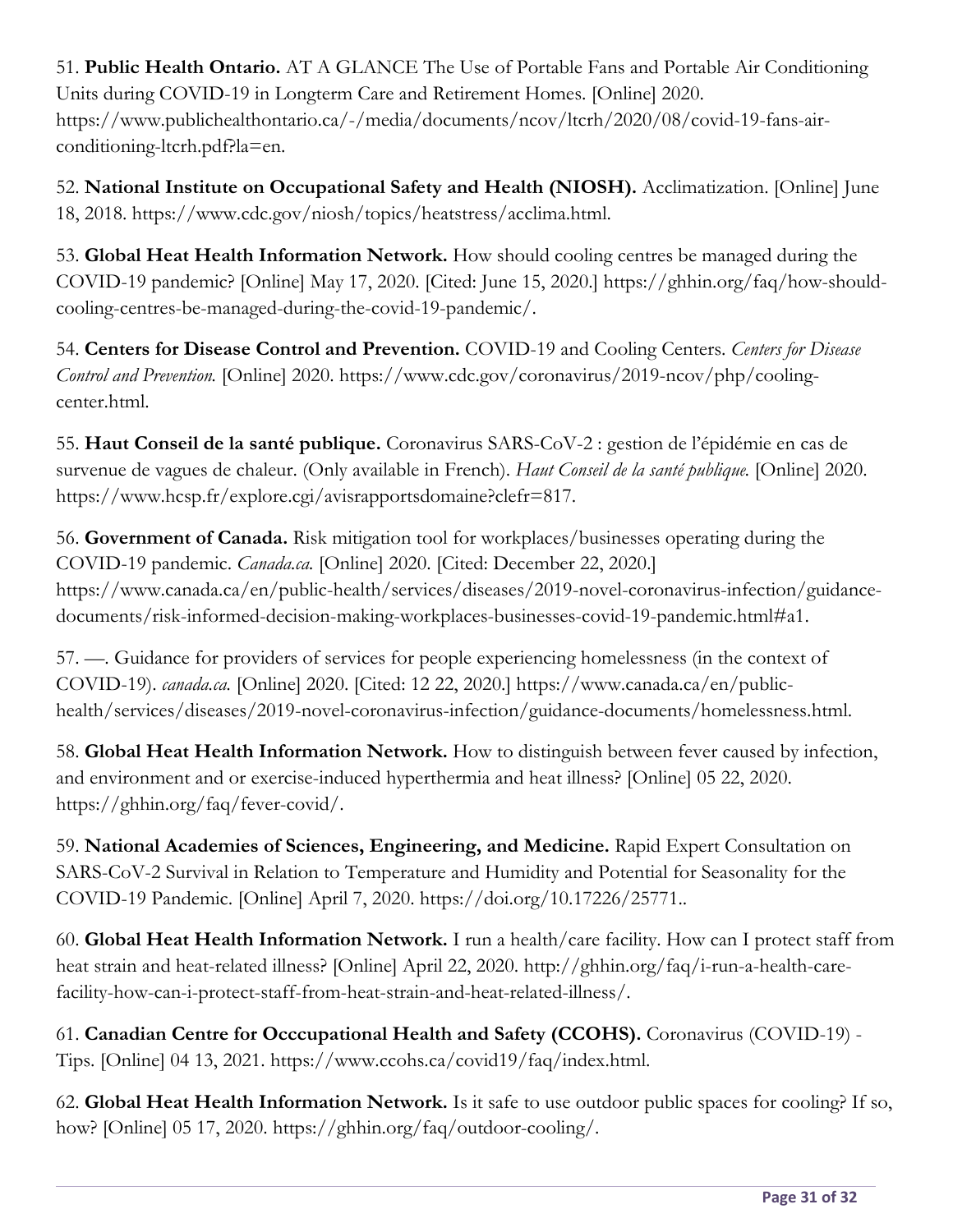51. **Public Health Ontario.** AT A GLANCE The Use of Portable Fans and Portable Air Conditioning Units during COVID-19 in Longterm Care and Retirement Homes. [Online] 2020. https://www.publichealthontario.ca/-/media/documents/ncov/ltcrh/2020/08/covid-19-fans-air-conditioning-ltcrh.pdf?la=en.

52. **National Institute on Occupational Safety and Health (NIOSH).** Acclimatization. [Online] June 18, 2018. https://www.cdc.gov/niosh/topics/heatstress/acclima.html.

53. **Global Heat Health Information Network.** How should cooling centres be managed during the COVID-19 pandemic? [Online] May 17, 2020. [Cited: June 15, 2020.] https://ghhin.org/faq/how-should-cooling-centres-be-managed-during-the-covid-19-pandemic/.

54. **Centers for Disease Control and Prevention.** COVID-19 and Cooling Centers. *Centers for Disease Control and Prevention.* [Online] 2020. https://www.cdc.gov/coronavirus/2019-ncov/php/cooling-center.html.

55. **Haut Conseil de la santé publique.** Coronavirus SARS-CoV-2 : gestion de l'épidémie en cas de survenue de vagues de chaleur. (Only available in French). *Haut Conseil de la santé publique.* [Online] 2020. https://www.hcsp.fr/explore.cgi/avisrapportsdomaine?clefr=817.

56. **Government of Canada.** Risk mitigation tool for workplaces/businesses operating during the COVID-19 pandemic. *Canada.ca.* [Online] 2020. [Cited: December 22, 2020.] https://www.canada.ca/en/public-health/services/diseases/2019-novel-coronavirus-infection/guidance-documents/risk-informed-decision-making-workplaces-businesses-covid-19-pandemic.html#a1.

57. —. Guidance for providers of services for people experiencing homelessness (in the context of COVID-19). *canada.ca.* [Online] 2020. [Cited: 12 22, 2020.] https://www.canada.ca/en/public-health/services/diseases/2019-novel-coronavirus-infection/guidance-documents/homelessness.html.

58. **Global Heat Health Information Network.** How to distinguish between fever caused by infection, and environment and or exercise-induced hyperthermia and heat illness? [Online] 05 22, 2020. https://ghhin.org/faq/fever-covid/.

59. **National Academies of Sciences, Engineering, and Medicine.** Rapid Expert Consultation on SARS-CoV-2 Survival in Relation to Temperature and Humidity and Potential for Seasonality for the COVID-19 Pandemic. [Online] April 7, 2020. https://doi.org/10.17226/25771..

60. **Global Heat Health Information Network.** I run a health/care facility. How can I protect staff from heat strain and heat-related illness? [Online] April 22, 2020. http://ghhin.org/faq/i-run-a-health-care-facility-how-can-i-protect-staff-from-heat-strain-and-heat-related-illness/.

61. **Canadian Centre for Occcupational Health and Safety (CCOHS).** Coronavirus (COVID-19) - Tips. [Online] 04 13, 2021. https://www.ccohs.ca/covid19/faq/index.html.

62. **Global Heat Health Information Network.** Is it safe to use outdoor public spaces for cooling? If so, how? [Online] 05 17, 2020. https://ghhin.org/faq/outdoor-cooling/.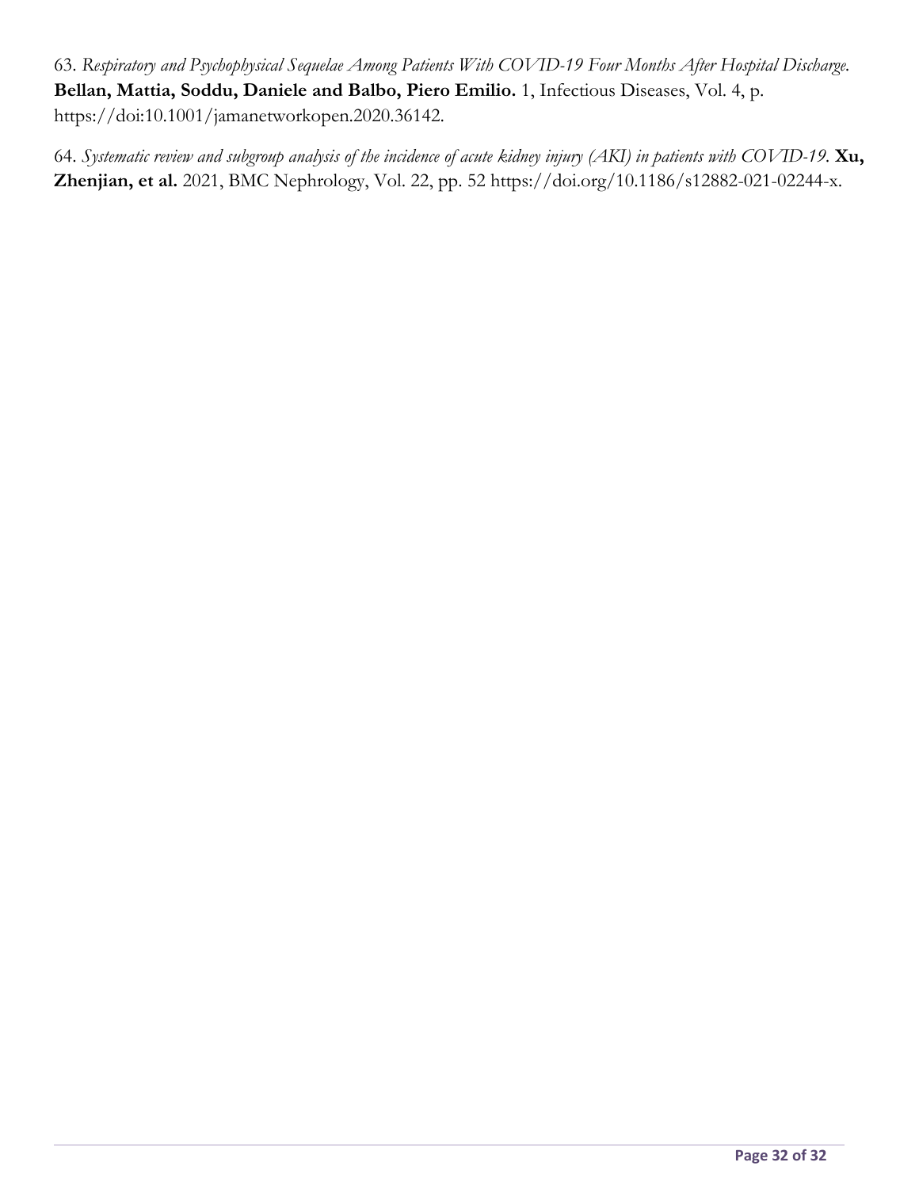63. *Respiratory and Psychophysical Sequelae Among Patients With COVID-19 Four Months After Hospital Discharge.* **Bellan, Mattia, Soddu, Daniele and Balbo, Piero Emilio.** 1, Infectious Diseases, Vol. 4, p. https://doi:10.1001/jamanetworkopen.2020.36142.

64. *Systematic review and subgroup analysis of the incidence of acute kidney injury (AKI) in patients with COVID-19.* **Xu, Zhenjian, et al.** 2021, BMC Nephrology, Vol. 22, pp. 52 https://doi.org/10.1186/s12882-021-02244-x.